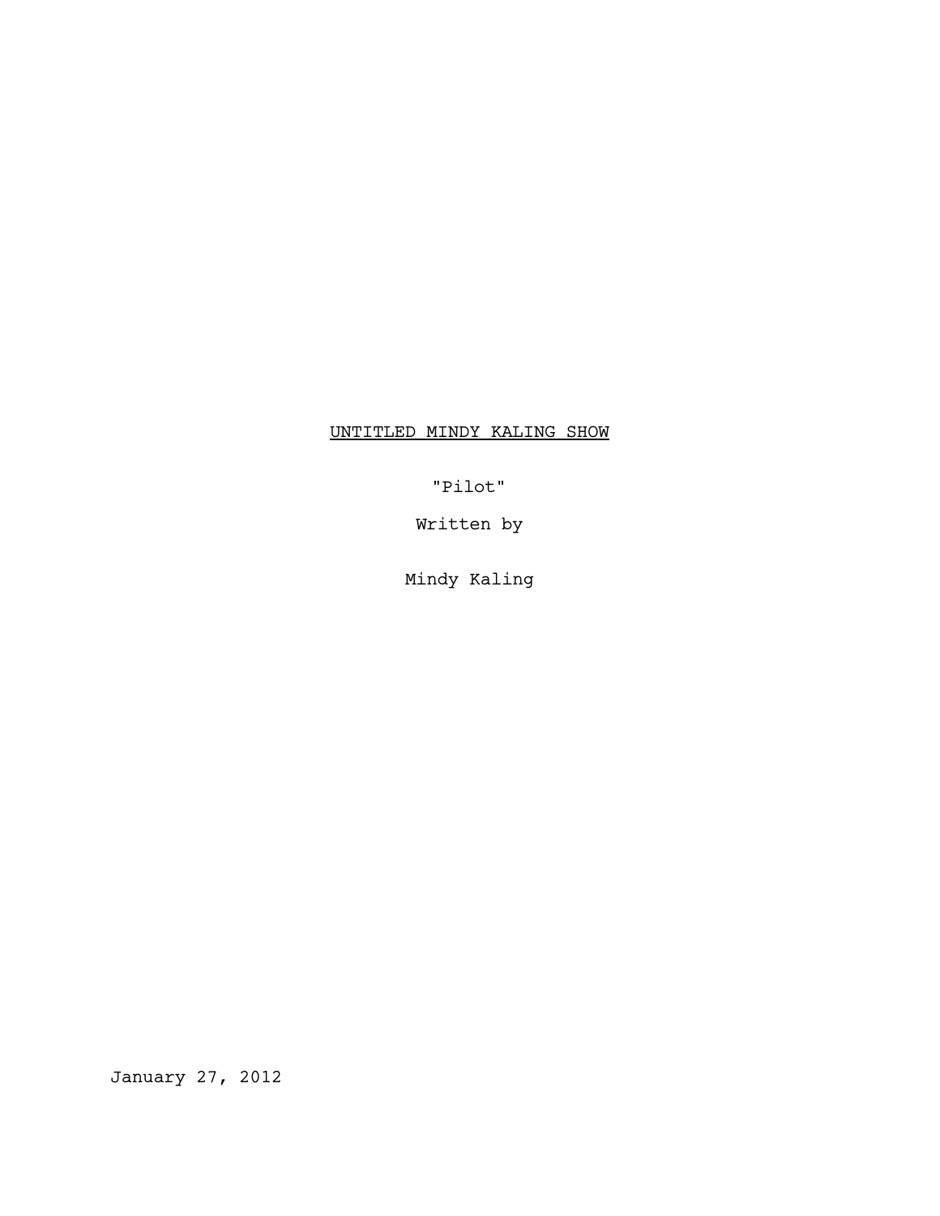<u>UNTITLED MINDY KALING SHOW</u>

"Pilot"

Written by

Mindy Kaling

January 27, 2012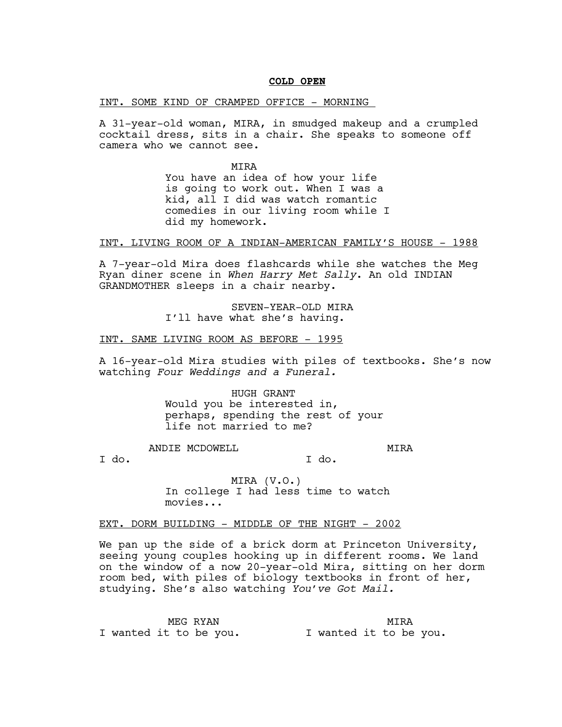**COLD OPEN**

INT. SOME KIND OF CRAMPED OFFICE - MORNING

A 31-year-old woman, MIRA, in smudged makeup and a crumpled cocktail dress, sits in a chair. She speaks to someone off camera who we cannot see.

MIRA
You have an idea of how your life is going to work out. When I was a kid, all I did was watch romantic comedies in our living room while I did my homework.

INT. LIVING ROOM OF A INDIAN-AMERICAN FAMILY'S HOUSE - 1988

A 7-year-old Mira does flashcards while she watches the Meg Ryan diner scene in *When Harry Met Sally*. An old INDIAN GRANDMOTHER sleeps in a chair nearby.

SEVEN-YEAR-OLD MIRA
I'll have what she's having.

INT. SAME LIVING ROOM AS BEFORE - 1995

A 16-year-old Mira studies with piles of textbooks. She's now watching *Four Weddings and a Funeral.*

HUGH GRANT
Would you be interested in, perhaps, spending the rest of your life not married to me?

ANDIE MCDOWELL
I do.

MIRA
I do.

MIRA (V.O.)
In college I had less time to watch movies...

EXT. DORM BUILDING - MIDDLE OF THE NIGHT - 2002

We pan up the side of a brick dorm at Princeton University, seeing young couples hooking up in different rooms. We land on the window of a now 20-year-old Mira, sitting on her dorm room bed, with piles of biology textbooks in front of her, studying. She's also watching *You've Got Mail.*

MEG RYAN
I wanted it to be you.

MIRA
I wanted it to be you.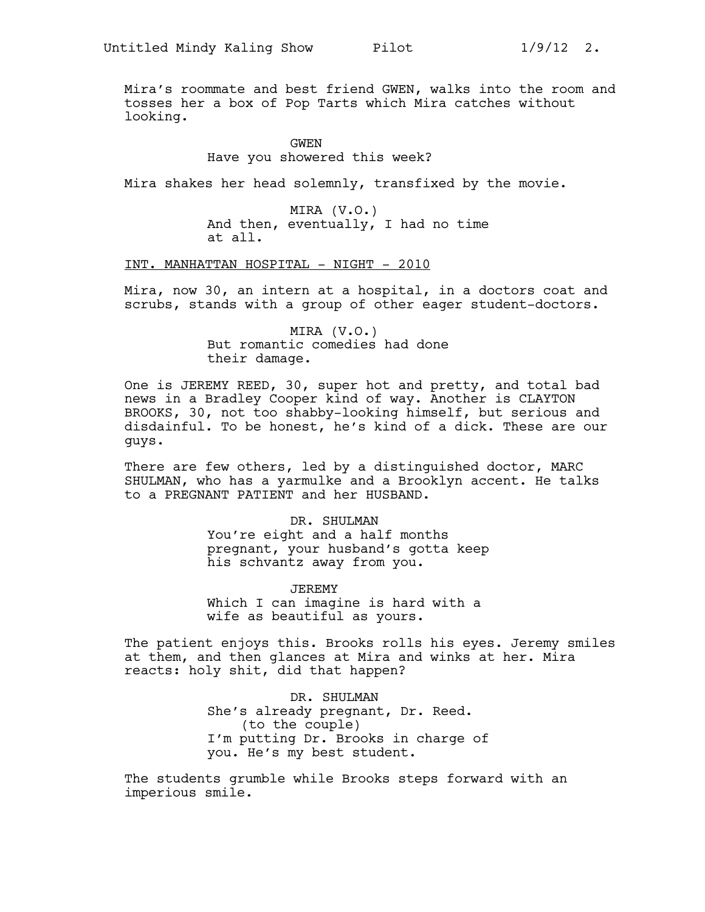Mira's roommate and best friend GWEN, walks into the room and tosses her a box of Pop Tarts which Mira catches without looking.

GWEN
Have you showered this week?

Mira shakes her head solemnly, transfixed by the movie.

MIRA (V.O.)
And then, eventually, I had no time at all.

INT. MANHATTAN HOSPITAL - NIGHT - 2010

Mira, now 30, an intern at a hospital, in a doctors coat and scrubs, stands with a group of other eager student-doctors.

MIRA (V.O.)
But romantic comedies had done their damage.

One is JEREMY REED, 30, super hot and pretty, and total bad news in a Bradley Cooper kind of way. Another is CLAYTON BROOKS, 30, not too shabby-looking himself, but serious and disdainful. To be honest, he's kind of a dick. These are our guys.

There are few others, led by a distinguished doctor, MARC SHULMAN, who has a yarmulke and a Brooklyn accent. He talks to a PREGNANT PATIENT and her HUSBAND.

DR. SHULMAN
You're eight and a half months pregnant, your husband's gotta keep his schvantz away from you.

JEREMY
Which I can imagine is hard with a wife as beautiful as yours.

The patient enjoys this. Brooks rolls his eyes. Jeremy smiles at them, and then glances at Mira and winks at her. Mira reacts: holy shit, did that happen?

DR. SHULMAN
She's already pregnant, Dr. Reed.
(to the couple)
I'm putting Dr. Brooks in charge of you. He's my best student.

The students grumble while Brooks steps forward with an imperious smile.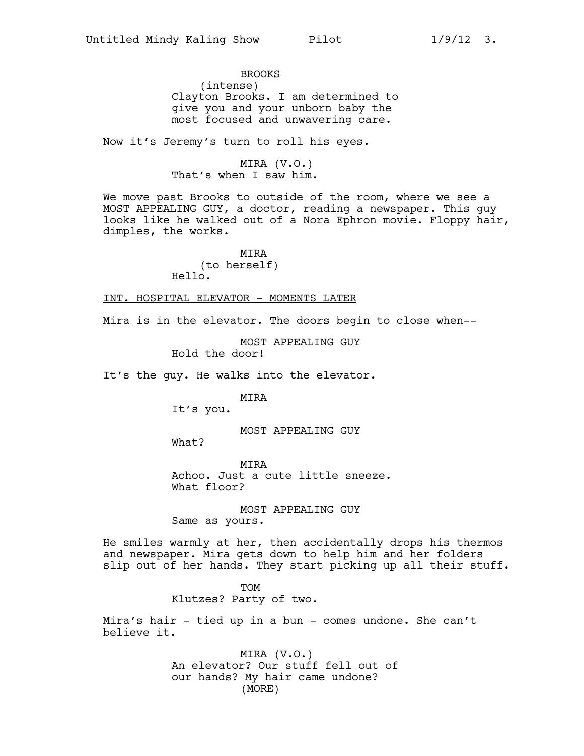BROOKS
(intense)
Clayton Brooks. I am determined to give you and your unborn baby the most focused and unwavering care.

Now it's Jeremy's turn to roll his eyes.

MIRA (V.O.)
That's when I saw him.

We move past Brooks to outside of the room, where we see a MOST APPEALING GUY, a doctor, reading a newspaper. This guy looks like he walked out of a Nora Ephron movie. Floppy hair, dimples, the works.

MIRA
(to herself)
Hello.

INT. HOSPITAL ELEVATOR - MOMENTS LATER

Mira is in the elevator. The doors begin to close when--

MOST APPEALING GUY
Hold the door!

It's the guy. He walks into the elevator.

MIRA
It's you.

MOST APPEALING GUY
What?

MIRA
Achoo. Just a cute little sneeze. What floor?

MOST APPEALING GUY
Same as yours.

He smiles warmly at her, then accidentally drops his thermos and newspaper. Mira gets down to help him and her folders slip out of her hands. They start picking up all their stuff.

TOM
Klutzes? Party of two.

Mira's hair - tied up in a bun - comes undone. She can't believe it.

MIRA (V.O.)
An elevator? Our stuff fell out of our hands? My hair came undone?
(MORE)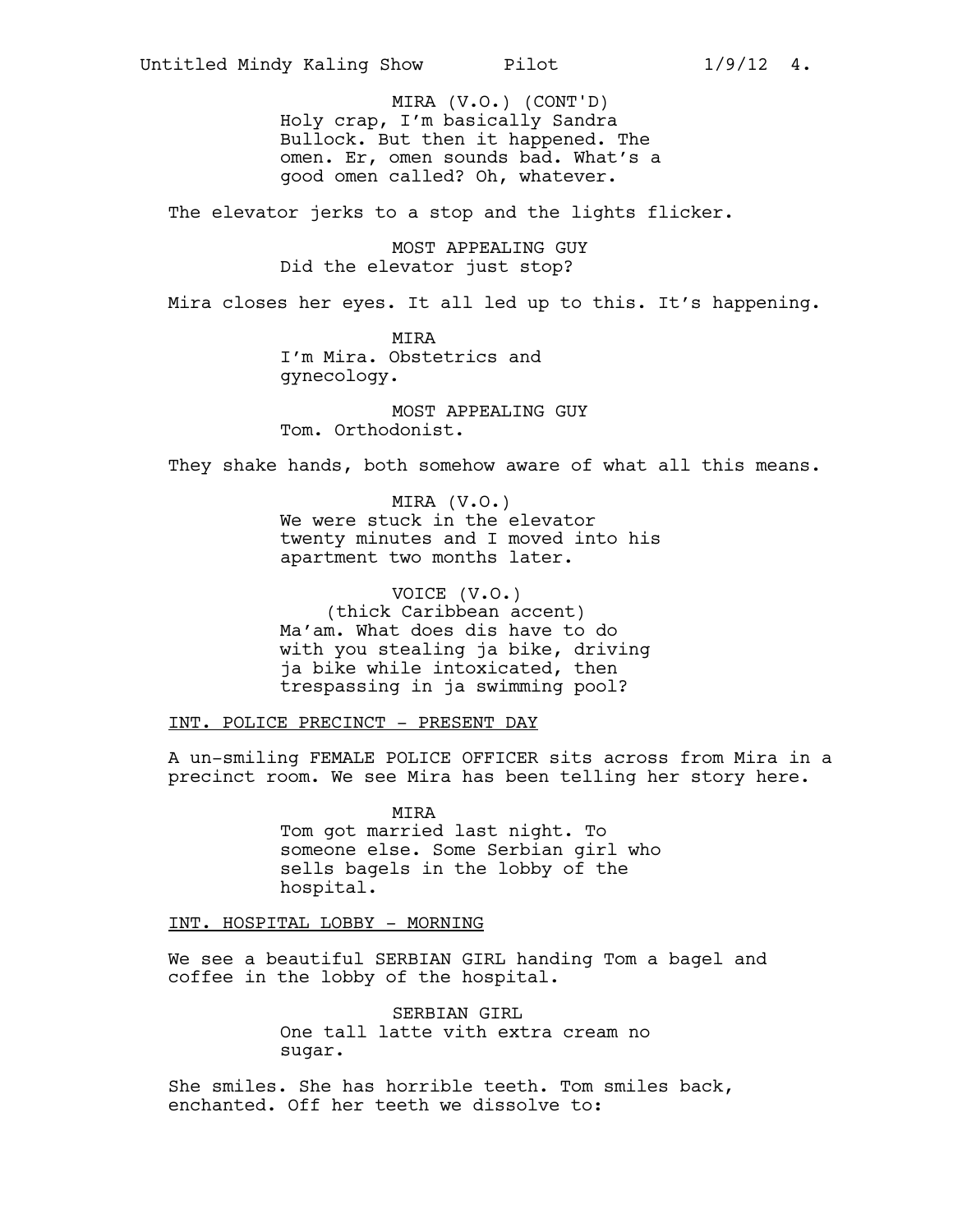MIRA (V.O.) (CONT'D)
Holy crap, I'm basically Sandra Bullock. But then it happened. The omen. Er, omen sounds bad. What's a good omen called? Oh, whatever.

The elevator jerks to a stop and the lights flicker.

MOST APPEALING GUY
Did the elevator just stop?

Mira closes her eyes. It all led up to this. It's happening.

MIRA
I'm Mira. Obstetrics and gynecology.

MOST APPEALING GUY
Tom. Orthodonist.

They shake hands, both somehow aware of what all this means.

MIRA (V.O.)
We were stuck in the elevator twenty minutes and I moved into his apartment two months later.

VOICE (V.O.)
(thick Caribbean accent)
Ma'am. What does dis have to do with you stealing ja bike, driving ja bike while intoxicated, then trespassing in ja swimming pool?

INT. POLICE PRECINCT - PRESENT DAY

A un-smiling FEMALE POLICE OFFICER sits across from Mira in a precinct room. We see Mira has been telling her story here.

MIRA
Tom got married last night. To someone else. Some Serbian girl who sells bagels in the lobby of the hospital.

INT. HOSPITAL LOBBY - MORNING

We see a beautiful SERBIAN GIRL handing Tom a bagel and coffee in the lobby of the hospital.

SERBIAN GIRL
One tall latte vith extra cream no sugar.

She smiles. She has horrible teeth. Tom smiles back, enchanted. Off her teeth we dissolve to: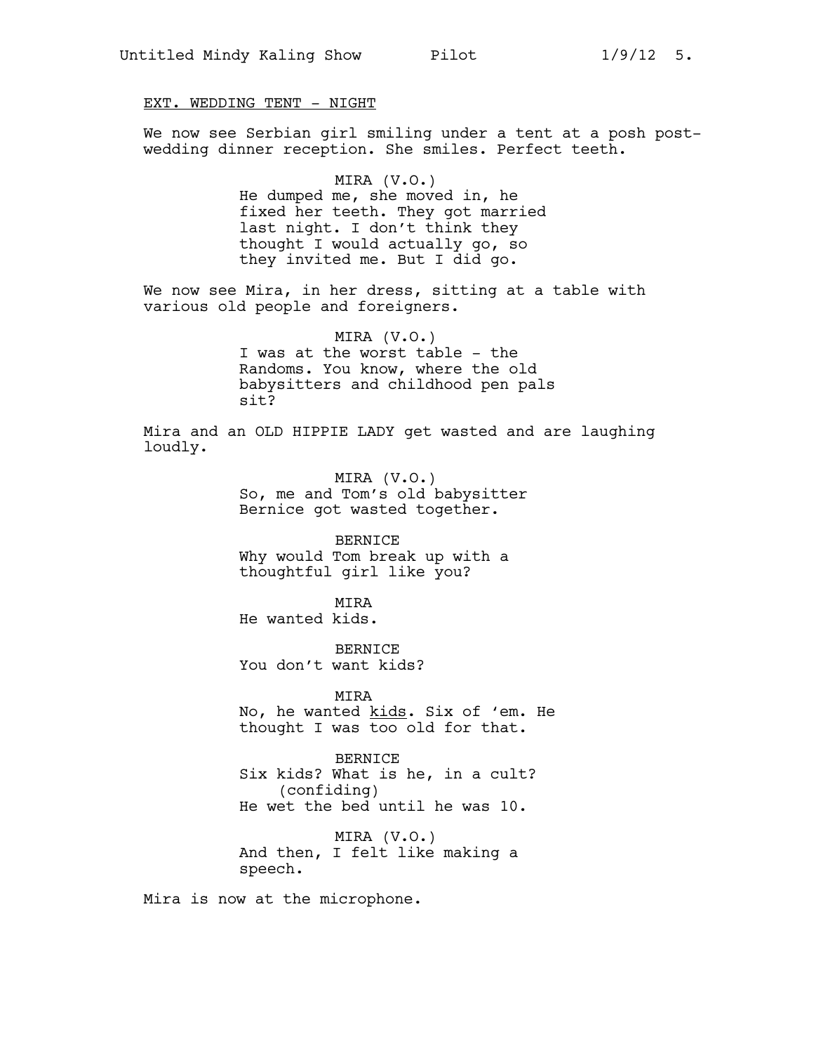EXT. WEDDING TENT - NIGHT

We now see Serbian girl smiling under a tent at a posh post-wedding dinner reception. She smiles. Perfect teeth.

MIRA (V.O.)
He dumped me, she moved in, he fixed her teeth. They got married last night. I don't think they thought I would actually go, so they invited me. But I did go.

We now see Mira, in her dress, sitting at a table with various old people and foreigners.

MIRA (V.O.)
I was at the worst table - the Randoms. You know, where the old babysitters and childhood pen pals sit?

Mira and an OLD HIPPIE LADY get wasted and are laughing loudly.

MIRA (V.O.)
So, me and Tom's old babysitter Bernice got wasted together.

BERNICE
Why would Tom break up with a thoughtful girl like you?

MIRA
He wanted kids.

BERNICE
You don't want kids?

MIRA
No, he wanted <u>kids</u>. Six of 'em. He thought I was too old for that.

BERNICE
Six kids? What is he, in a cult?
(confiding)
He wet the bed until he was 10.

MIRA (V.O.)
And then, I felt like making a speech.

Mira is now at the microphone.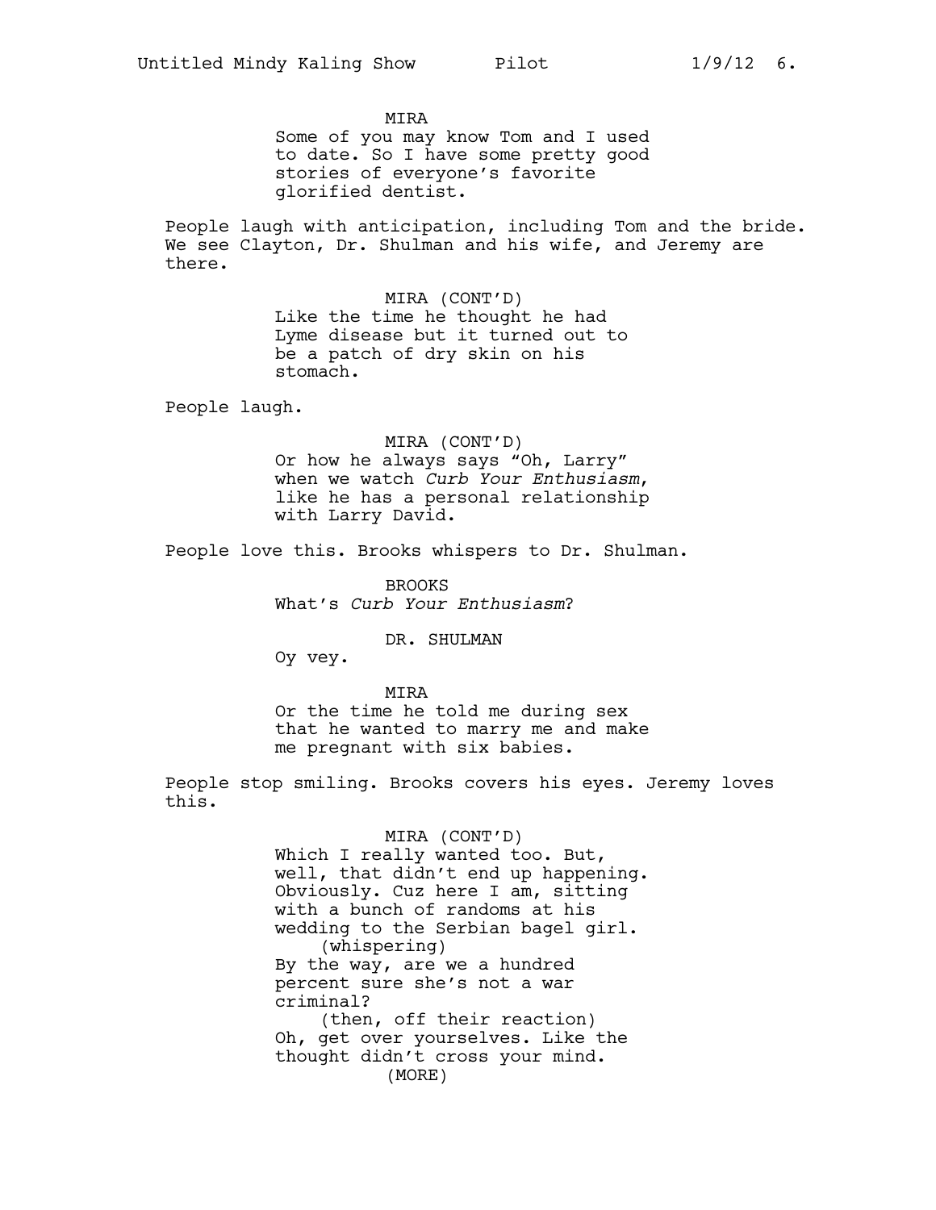MIRA
Some of you may know Tom and I used to date. So I have some pretty good stories of everyone's favorite glorified dentist.

People laugh with anticipation, including Tom and the bride. We see Clayton, Dr. Shulman and his wife, and Jeremy are there.

MIRA (CONT'D)
Like the time he thought he had Lyme disease but it turned out to be a patch of dry skin on his stomach.

People laugh.

MIRA (CONT'D)
Or how he always says "Oh, Larry" when we watch *Curb Your Enthusiasm*, like he has a personal relationship with Larry David.

People love this. Brooks whispers to Dr. Shulman.

BROOKS
What's *Curb Your Enthusiasm*?

DR. SHULMAN
Oy vey.

MIRA
Or the time he told me during sex that he wanted to marry me and make me pregnant with six babies.

People stop smiling. Brooks covers his eyes. Jeremy loves this.

MIRA (CONT'D)
Which I really wanted too. But, well, that didn't end up happening. Obviously. Cuz here I am, sitting with a bunch of randoms at his wedding to the Serbian bagel girl.
(whispering)
By the way, are we a hundred percent sure she's not a war criminal?
(then, off their reaction)
Oh, get over yourselves. Like the thought didn't cross your mind.
(MORE)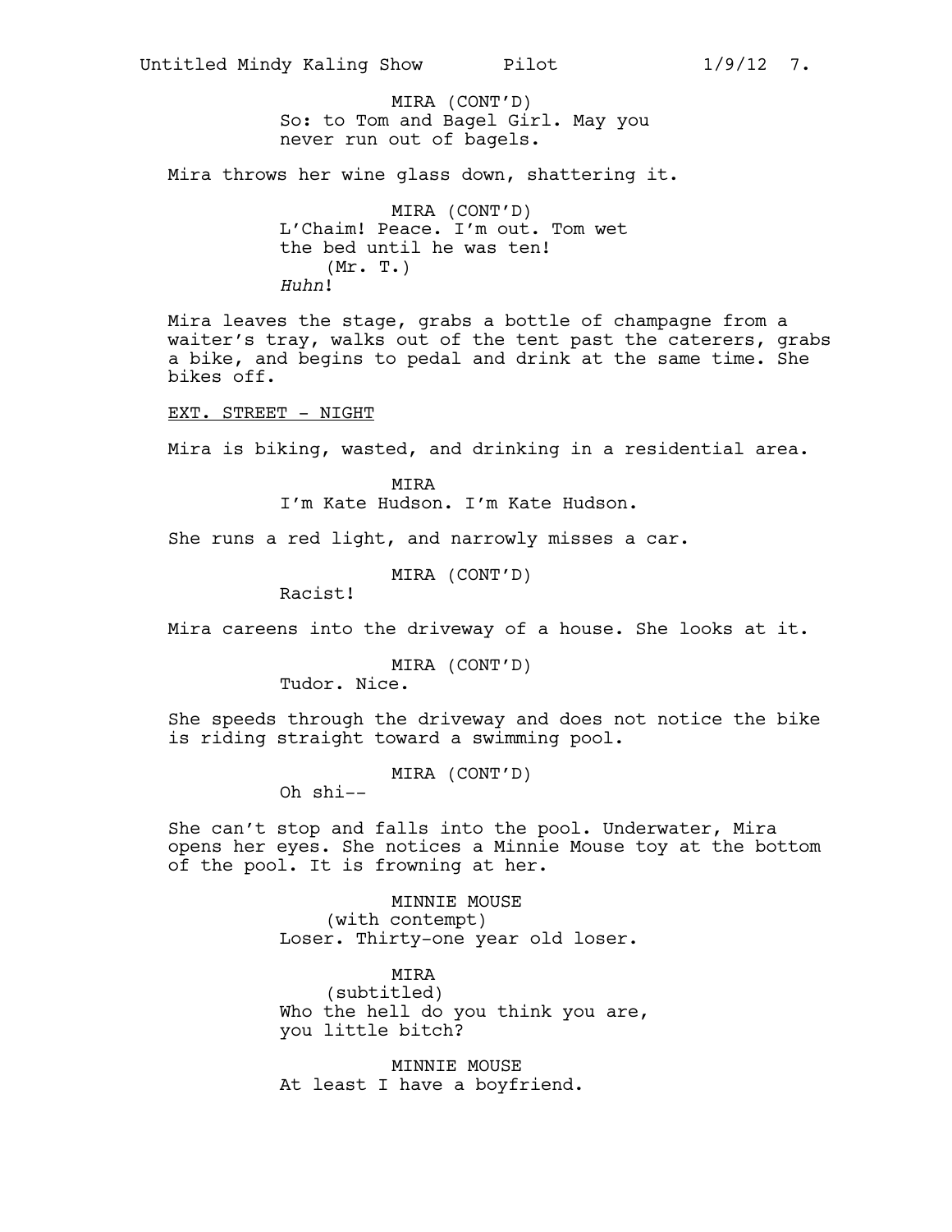MIRA (CONT'D)
So: to Tom and Bagel Girl. May you never run out of bagels.

Mira throws her wine glass down, shattering it.

MIRA (CONT'D)
L'Chaim! Peace. I'm out. Tom wet the bed until he was ten!
(Mr. T.)
*Huhn*!

Mira leaves the stage, grabs a bottle of champagne from a waiter's tray, walks out of the tent past the caterers, grabs a bike, and begins to pedal and drink at the same time. She bikes off.

EXT. STREET - NIGHT

Mira is biking, wasted, and drinking in a residential area.

MIRA
I'm Kate Hudson. I'm Kate Hudson.

She runs a red light, and narrowly misses a car.

MIRA (CONT'D)
Racist!

Mira careens into the driveway of a house. She looks at it.

MIRA (CONT'D)
Tudor. Nice.

She speeds through the driveway and does not notice the bike is riding straight toward a swimming pool.

MIRA (CONT'D)
Oh shi--

She can't stop and falls into the pool. Underwater, Mira opens her eyes. She notices a Minnie Mouse toy at the bottom of the pool. It is frowning at her.

MINNIE MOUSE
(with contempt)
Loser. Thirty-one year old loser.

MIRA
(subtitled)
Who the hell do you think you are, you little bitch?

MINNIE MOUSE
At least I have a boyfriend.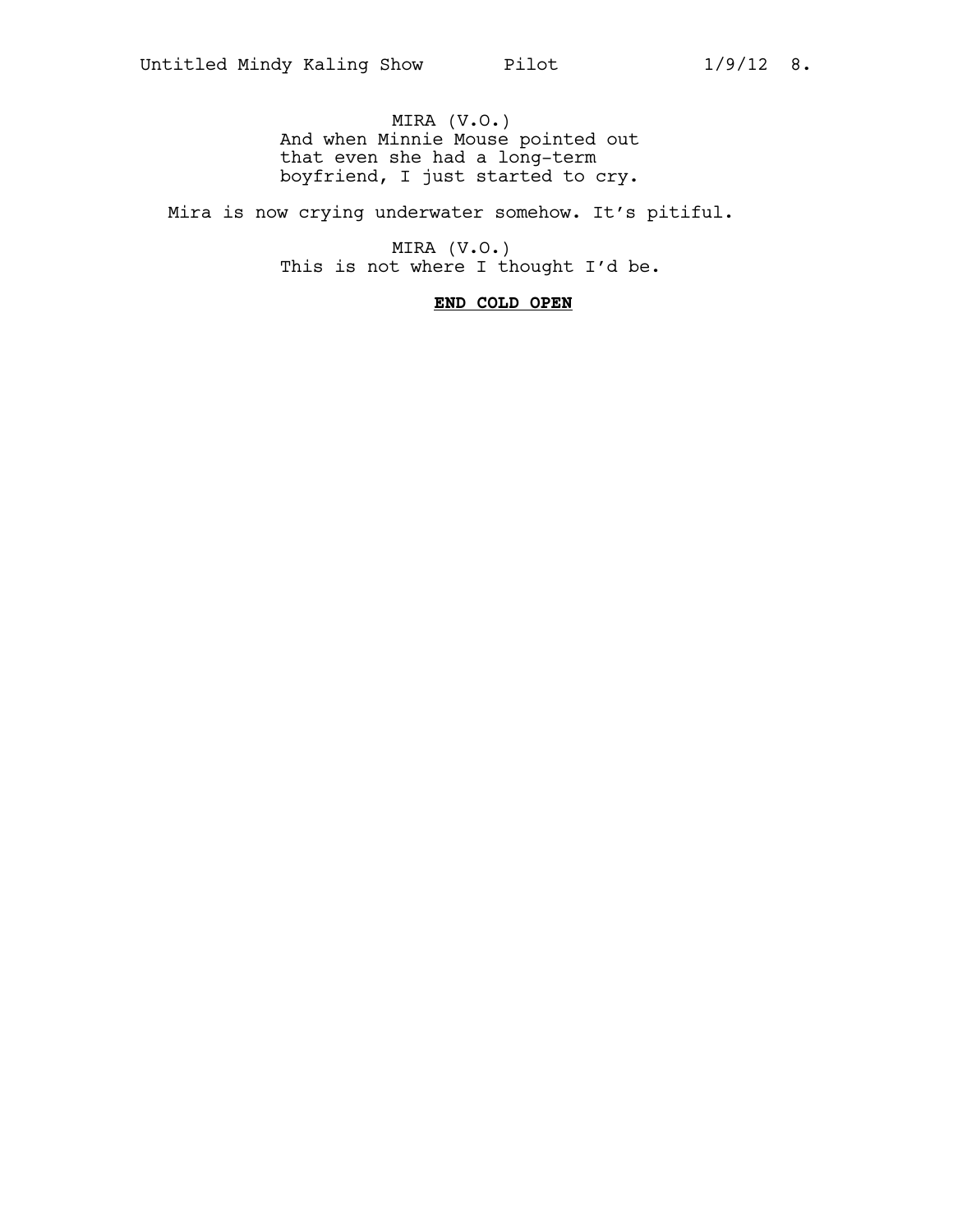MIRA (V.O.)
And when Minnie Mouse pointed out that even she had a long-term boyfriend, I just started to cry.

Mira is now crying underwater somehow. It's pitiful.

MIRA (V.O.)
This is not where I thought I'd be.

**END COLD OPEN**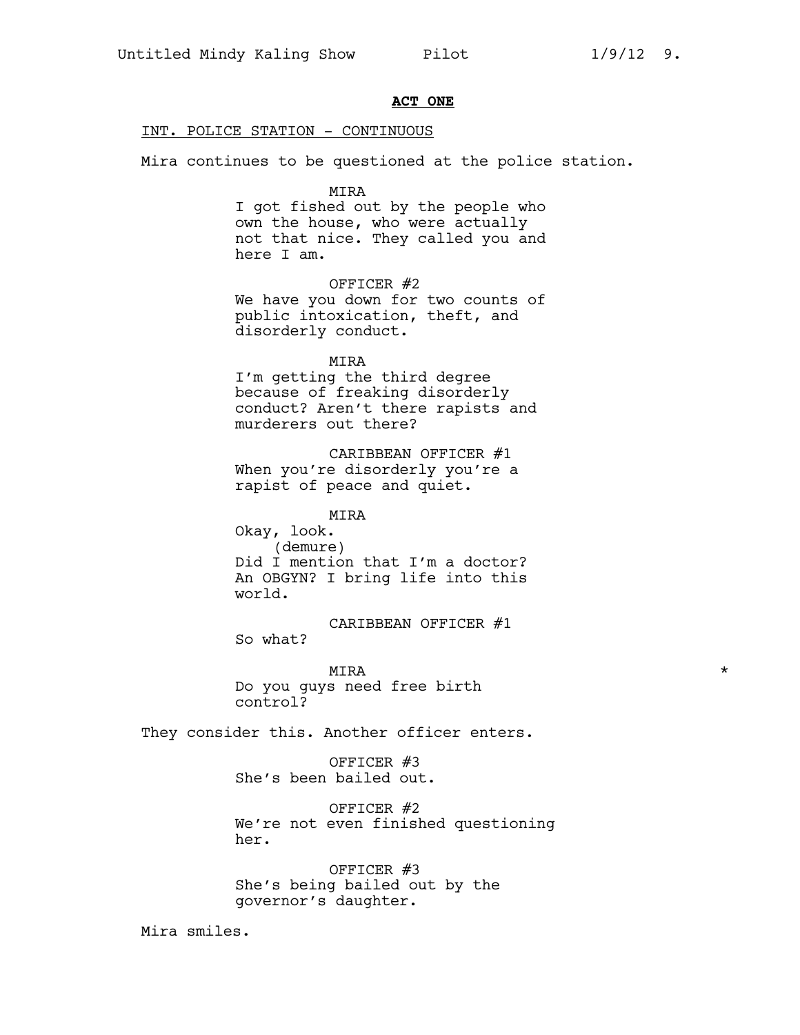**ACT ONE**

INT. POLICE STATION - CONTINUOUS

Mira continues to be questioned at the police station.

MIRA
I got fished out by the people who own the house, who were actually not that nice. They called you and here I am.

OFFICER #2
We have you down for two counts of public intoxication, theft, and disorderly conduct.

MIRA
I'm getting the third degree because of freaking disorderly conduct? Aren't there rapists and murderers out there?

CARIBBEAN OFFICER #1
When you're disorderly you're a rapist of peace and quiet.

MIRA
Okay, look.
(demure)
Did I mention that I'm a doctor? An OBGYN? I bring life into this world.

CARIBBEAN OFFICER #1
So what?

MIRA *
Do you guys need free birth control?

They consider this. Another officer enters.

OFFICER #3
She's been bailed out.

OFFICER #2
We're not even finished questioning her.

OFFICER #3
She's being bailed out by the governor's daughter.

Mira smiles.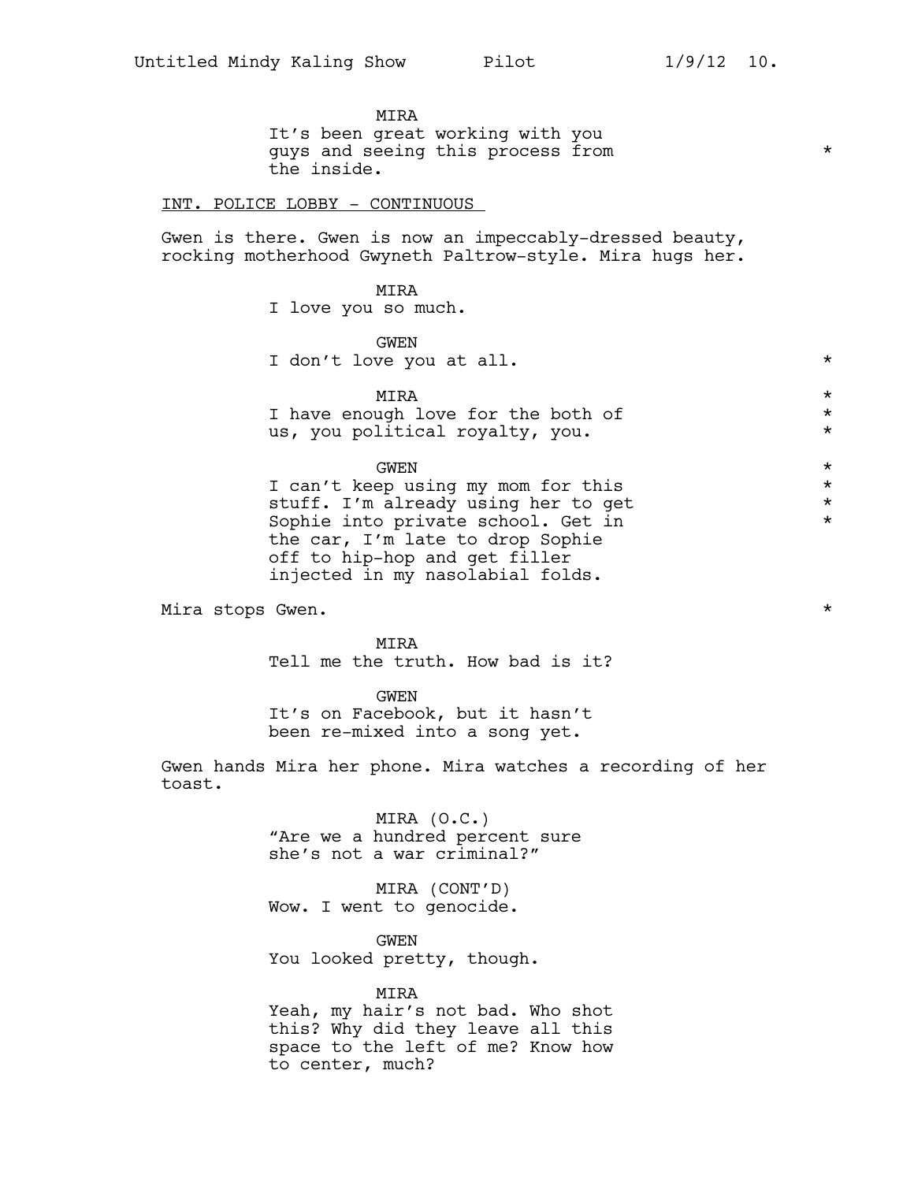MIRA
It's been great working with you guys and seeing this process from the inside. *

INT. POLICE LOBBY - CONTINUOUS

Gwen is there. Gwen is now an impeccably-dressed beauty, rocking motherhood Gwyneth Paltrow-style. Mira hugs her.

MIRA
I love you so much.

GWEN
I don't love you at all. *

MIRA *
I have enough love for the both of us, you political royalty, you. *

GWEN *
I can't keep using my mom for this stuff. I'm already using her to get Sophie into private school. Get in the car, I'm late to drop Sophie off to hip-hop and get filler injected in my nasolabial folds. *

Mira stops Gwen. *

MIRA
Tell me the truth. How bad is it?

GWEN
It's on Facebook, but it hasn't been re-mixed into a song yet.

Gwen hands Mira her phone. Mira watches a recording of her toast.

MIRA (O.C.)
"Are we a hundred percent sure she's not a war criminal?"

MIRA (CONT'D)
Wow. I went to genocide.

GWEN
You looked pretty, though.

MIRA
Yeah, my hair's not bad. Who shot this? Why did they leave all this space to the left of me? Know how to center, much?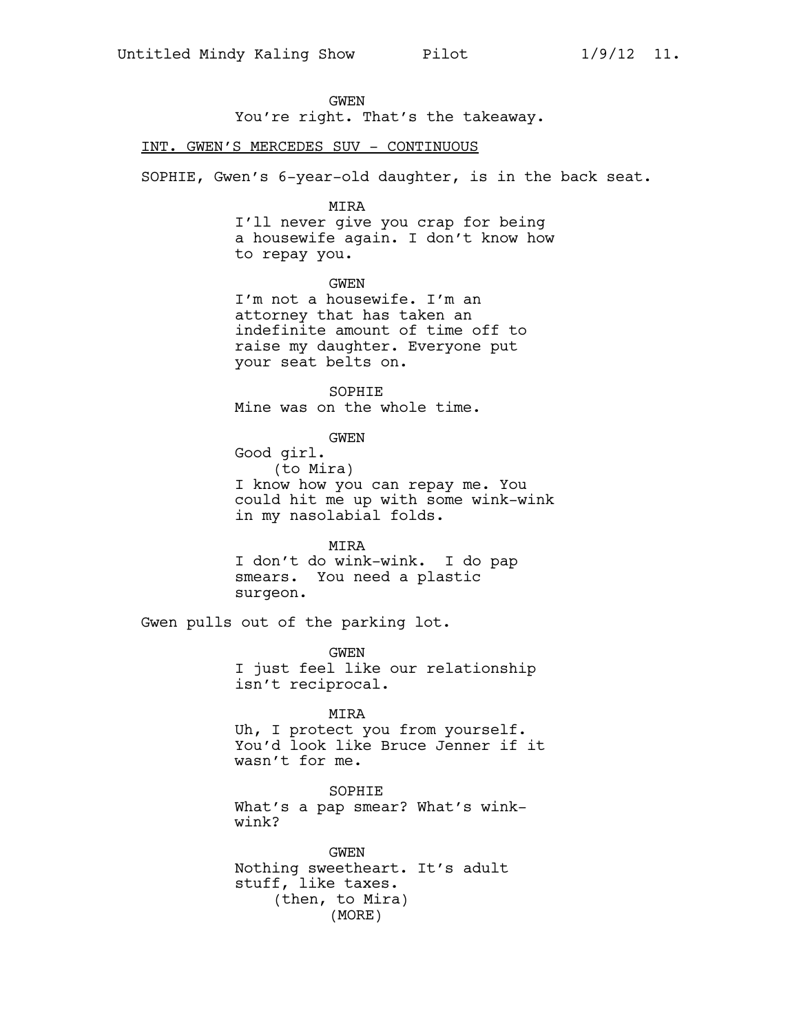GWEN
You're right. That's the takeaway.

INT. GWEN'S MERCEDES SUV - CONTINUOUS

SOPHIE, Gwen's 6-year-old daughter, is in the back seat.

MIRA
I'll never give you crap for being a housewife again. I don't know how to repay you.

GWEN
I'm not a housewife. I'm an attorney that has taken an indefinite amount of time off to raise my daughter. Everyone put your seat belts on.

SOPHIE
Mine was on the whole time.

GWEN
Good girl.
(to Mira)
I know how you can repay me. You could hit me up with some wink-wink in my nasolabial folds.

MIRA
I don't do wink-wink. I do pap smears. You need a plastic surgeon.

Gwen pulls out of the parking lot.

GWEN
I just feel like our relationship isn't reciprocal.

MIRA
Uh, I protect you from yourself. You'd look like Bruce Jenner if it wasn't for me.

SOPHIE
What's a pap smear? What's wink-wink?

GWEN
Nothing sweetheart. It's adult stuff, like taxes.
(then, to Mira)
(MORE)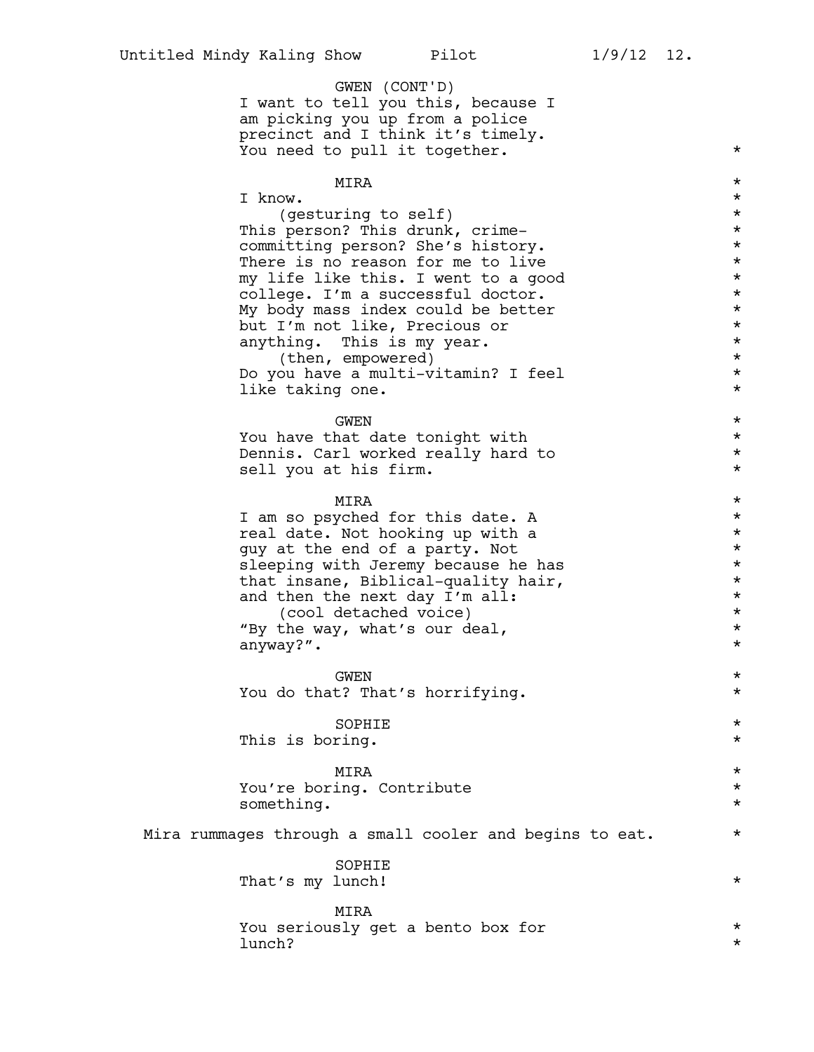GWEN (CONT'D)
I want to tell you this, because I am picking you up from a police precinct and I think it's timely. You need to pull it together.

MIRA
I know.
(gesturing to self)
This person? This drunk, crime-committing person? She's history. There is no reason for me to live my life like this. I went to a good college. I'm a successful doctor. My body mass index could be better but I'm not like, Precious or anything. This is my year.
(then, empowered)
Do you have a multi-vitamin? I feel like taking one.

GWEN
You have that date tonight with Dennis. Carl worked really hard to sell you at his firm.

MIRA
I am so psyched for this date. A real date. Not hooking up with a guy at the end of a party. Not sleeping with Jeremy because he has that insane, Biblical-quality hair, and then the next day I'm all:
(cool detached voice)
"By the way, what's our deal, anyway?".

GWEN
You do that? That's horrifying.

SOPHIE
This is boring.

MIRA
You're boring. Contribute something.

Mira rummages through a small cooler and begins to eat.

SOPHIE
That's my lunch!

MIRA
You seriously get a bento box for lunch?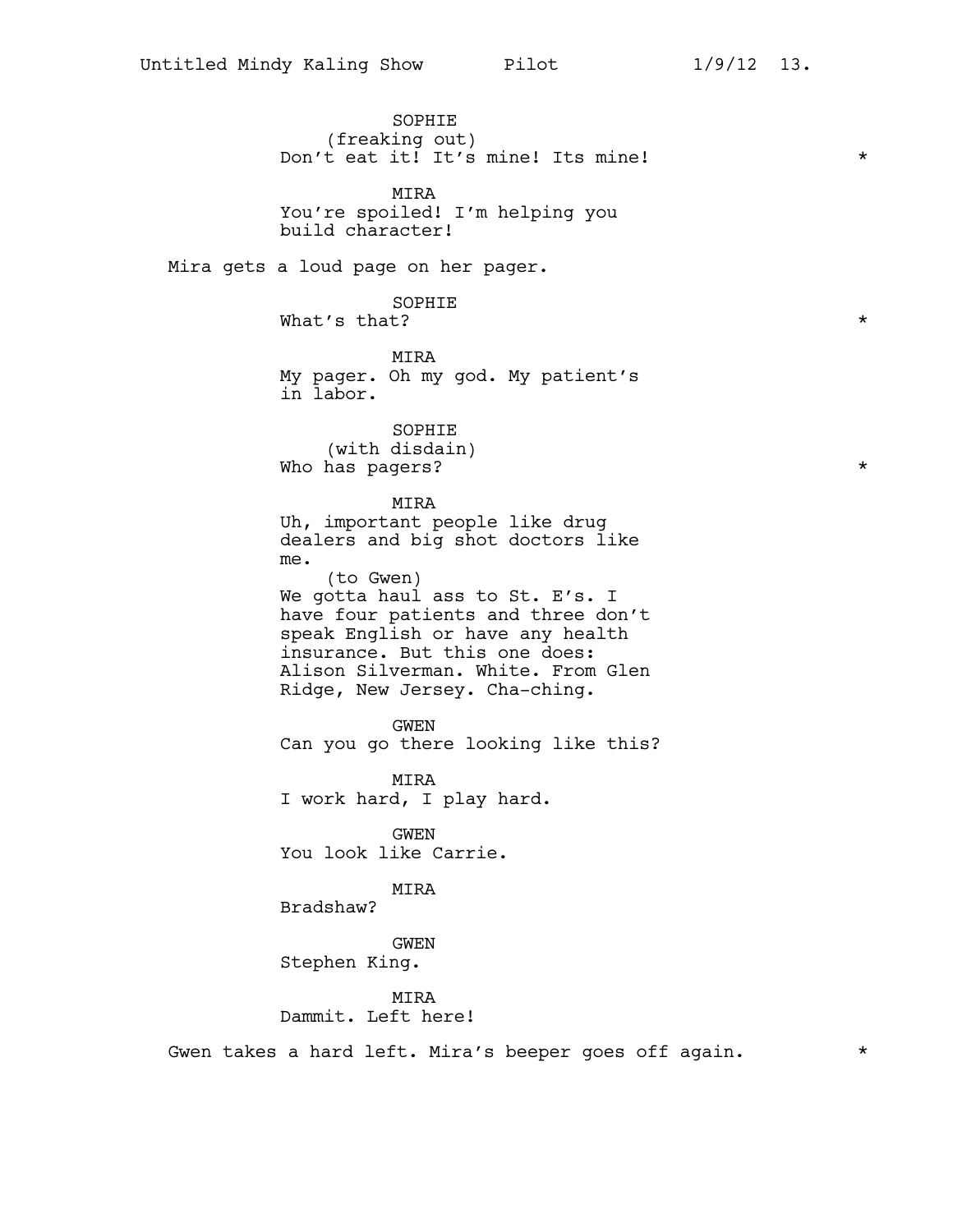SOPHIE
(freaking out)
Don't eat it! It's mine! Its mine! *

MIRA
You're spoiled! I'm helping you build character!

Mira gets a loud page on her pager.

SOPHIE
What's that? *

MIRA
My pager. Oh my god. My patient's in labor.

SOPHIE
(with disdain)
Who has pagers? *

MIRA
Uh, important people like drug dealers and big shot doctors like me.
(to Gwen)
We gotta haul ass to St. E's. I have four patients and three don't speak English or have any health insurance. But this one does: Alison Silverman. White. From Glen Ridge, New Jersey. Cha-ching.

GWEN
Can you go there looking like this?

MIRA
I work hard, I play hard.

GWEN
You look like Carrie.

MIRA
Bradshaw?

GWEN
Stephen King.

MIRA
Dammit. Left here!

Gwen takes a hard left. Mira's beeper goes off again. *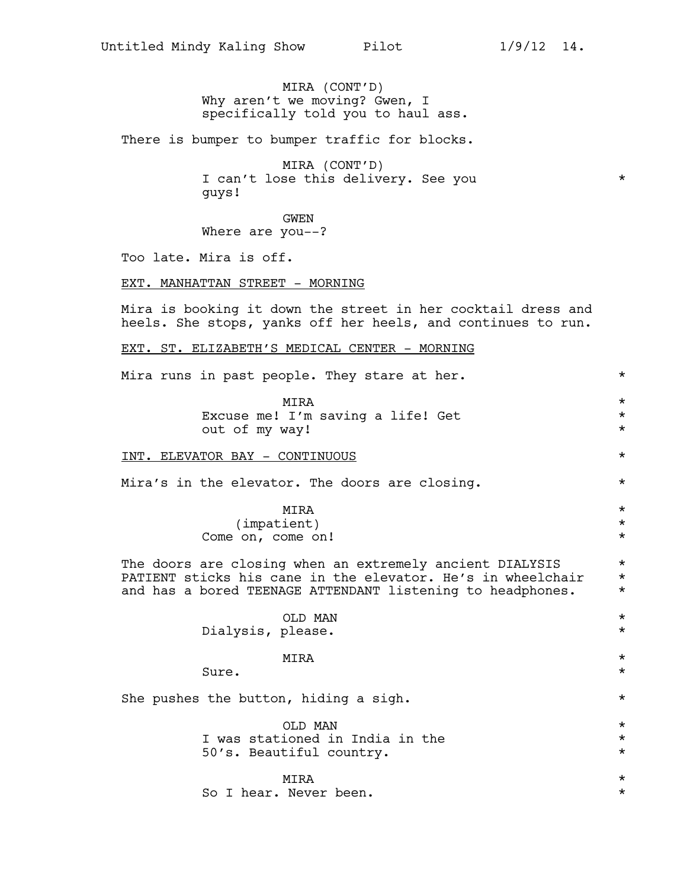MIRA (CONT'D)
Why aren't we moving? Gwen, I specifically told you to haul ass.

There is bumper to bumper traffic for blocks.

MIRA (CONT'D)
I can't lose this delivery. See you guys! *

GWEN
Where are you--?

Too late. Mira is off.

EXT. MANHATTAN STREET - MORNING

Mira is booking it down the street in her cocktail dress and heels. She stops, yanks off her heels, and continues to run.

EXT. ST. ELIZABETH'S MEDICAL CENTER - MORNING

Mira runs in past people. They stare at her. *

MIRA *
Excuse me! I'm saving a life! Get out of my way! *

INT. ELEVATOR BAY - CONTINUOUS *

Mira's in the elevator. The doors are closing. *

MIRA *
(impatient) *
Come on, come on! *

The doors are closing when an extremely ancient DIALYSIS PATIENT sticks his cane in the elevator. He's in wheelchair and has a bored TEENAGE ATTENDANT listening to headphones. *

OLD MAN *
Dialysis, please. *

MIRA *
Sure. *

She pushes the button, hiding a sigh. *

OLD MAN *
I was stationed in India in the 50's. Beautiful country. *

MIRA *
So I hear. Never been. *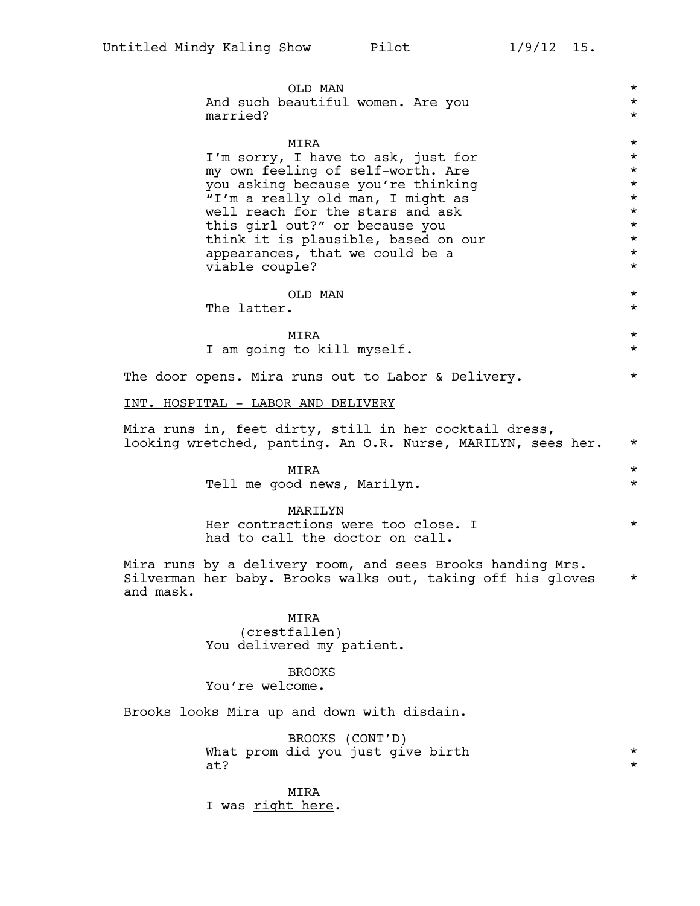OLD MAN

And such beautiful women. Are you married?

MIRA

I'm sorry, I have to ask, just for my own feeling of self-worth. Are you asking because you're thinking "I'm a really old man, I might as well reach for the stars and ask this girl out?" or because you think it is plausible, based on our appearances, that we could be a viable couple?

OLD MAN

The latter.

MIRA

I am going to kill myself.

The door opens. Mira runs out to Labor & Delivery.

INT. HOSPITAL - LABOR AND DELIVERY

Mira runs in, feet dirty, still in her cocktail dress, looking wretched, panting. An O.R. Nurse, MARILYN, sees her.

MIRA

Tell me good news, Marilyn.

MARILYN

Her contractions were too close. I had to call the doctor on call.

Mira runs by a delivery room, and sees Brooks handing Mrs. Silverman her baby. Brooks walks out, taking off his gloves and mask.

MIRA

(crestfallen)

You delivered my patient.

BROOKS

You're welcome.

Brooks looks Mira up and down with disdain.

BROOKS (CONT'D)

What prom did you just give birth at?

MIRA

I was <u>right here</u>.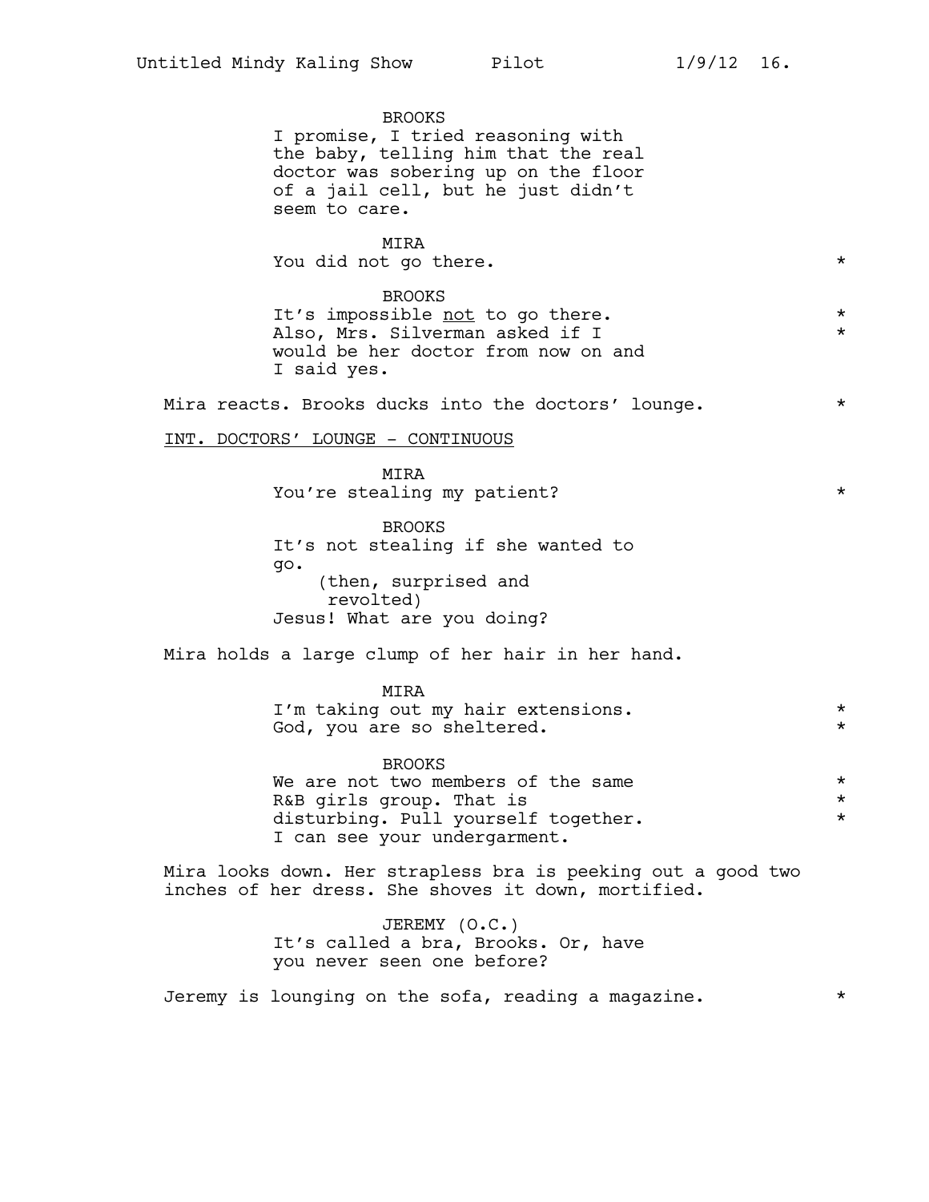BROOKS
I promise, I tried reasoning with the baby, telling him that the real doctor was sobering up on the floor of a jail cell, but he just didn't seem to care.

MIRA
You did not go there. *

BROOKS
It's impossible not to go there. *
Also, Mrs. Silverman asked if I *
would be her doctor from now on and I said yes.

Mira reacts. Brooks ducks into the doctors' lounge. *

INT. DOCTORS' LOUNGE - CONTINUOUS

MIRA
You're stealing my patient? *

BROOKS
It's not stealing if she wanted to go.
(then, surprised and revolted)
Jesus! What are you doing?

Mira holds a large clump of her hair in her hand.

MIRA
I'm taking out my hair extensions. *
God, you are so sheltered. *

BROOKS
We are not two members of the same *
R&B girls group. That is *
disturbing. Pull yourself together. *
I can see your undergarment.

Mira looks down. Her strapless bra is peeking out a good two inches of her dress. She shoves it down, mortified.

JEREMY (O.C.)
It's called a bra, Brooks. Or, have you never seen one before?

Jeremy is lounging on the sofa, reading a magazine. *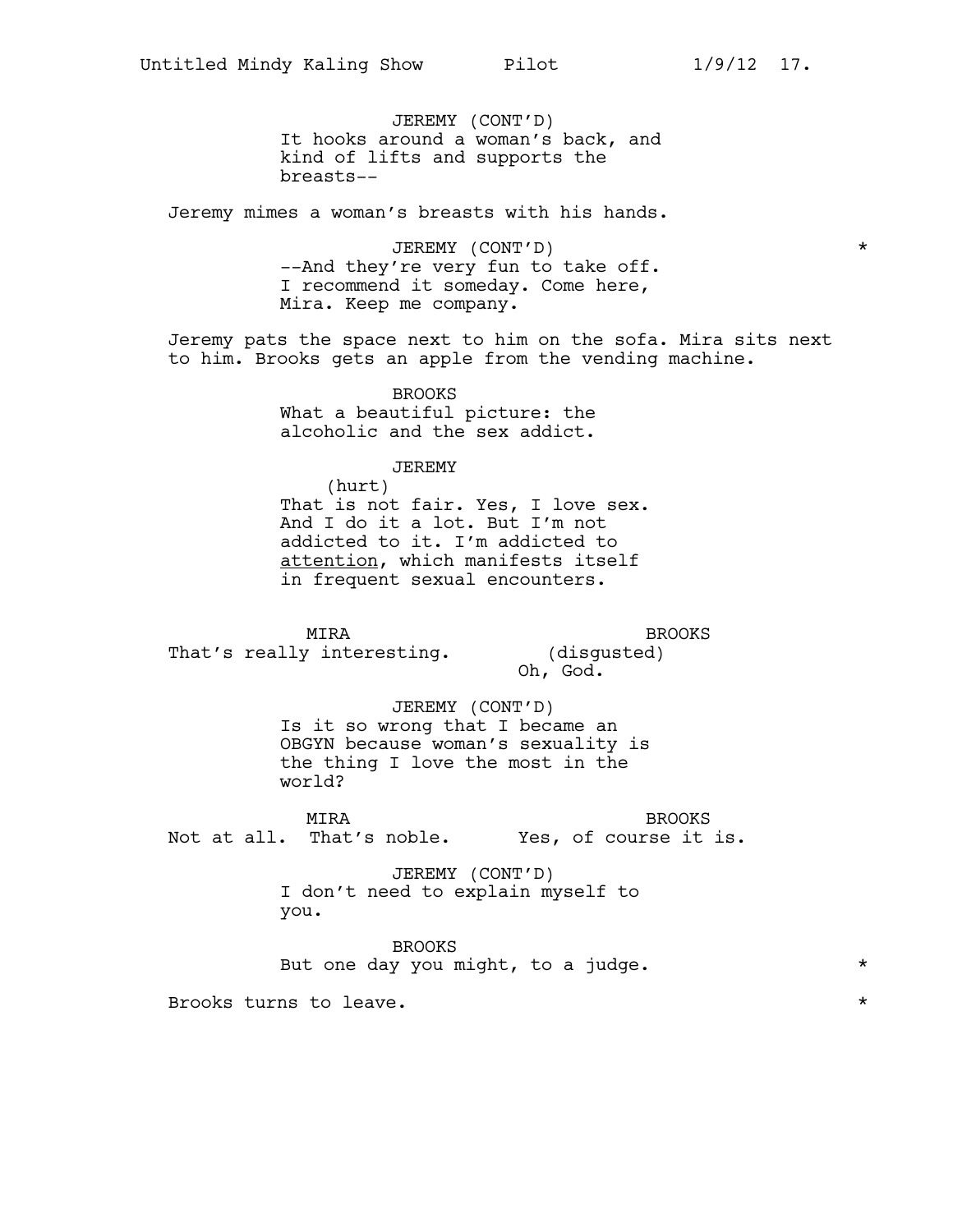JEREMY (CONT'D)
It hooks around a woman's back, and kind of lifts and supports the breasts--

Jeremy mimes a woman's breasts with his hands.

JEREMY (CONT'D) *
--And they're very fun to take off. I recommend it someday. Come here, Mira. Keep me company.

Jeremy pats the space next to him on the sofa. Mira sits next to him. Brooks gets an apple from the vending machine.

BROOKS
What a beautiful picture: the alcoholic and the sex addict.

JEREMY
(hurt)
That is not fair. Yes, I love sex. And I do it a lot. But I'm not addicted to it. I'm addicted to <u>attention</u>, which manifests itself in frequent sexual encounters.

MIRA
That's really interesting.

BROOKS
(disgusted)
Oh, God.

JEREMY (CONT'D)
Is it so wrong that I became an OBGYN because woman's sexuality is the thing I love the most in the world?

MIRA
Not at all. That's noble.

BROOKS
Yes, of course it is.

JEREMY (CONT'D)
I don't need to explain myself to you.

BROOKS
But one day you might, to a judge. *

Brooks turns to leave. *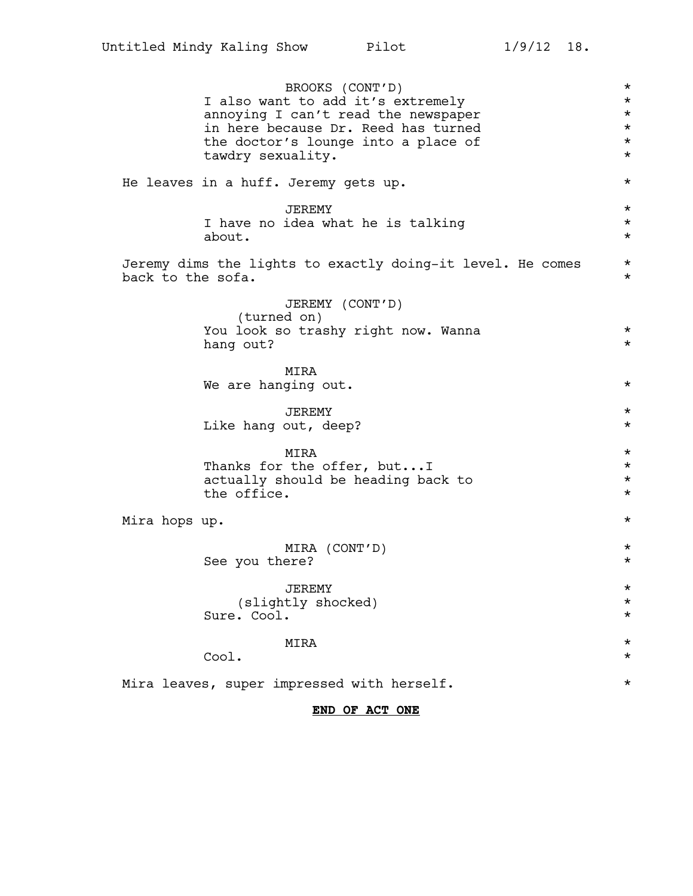BROOKS (CONT'D)
I also want to add it's extremely annoying I can't read the newspaper in here because Dr. Reed has turned the doctor's lounge into a place of tawdry sexuality.

He leaves in a huff. Jeremy gets up.

JEREMY
I have no idea what he is talking about.

Jeremy dims the lights to exactly doing-it level. He comes back to the sofa.

JEREMY (CONT'D)
(turned on)
You look so trashy right now. Wanna hang out?

MIRA
We are hanging out.

JEREMY
Like hang out, deep?

MIRA
Thanks for the offer, but...I actually should be heading back to the office.

Mira hops up.

MIRA (CONT'D)
See you there?

JEREMY
(slightly shocked)
Sure. Cool.

MIRA
Cool.

Mira leaves, super impressed with herself.

**END OF ACT ONE**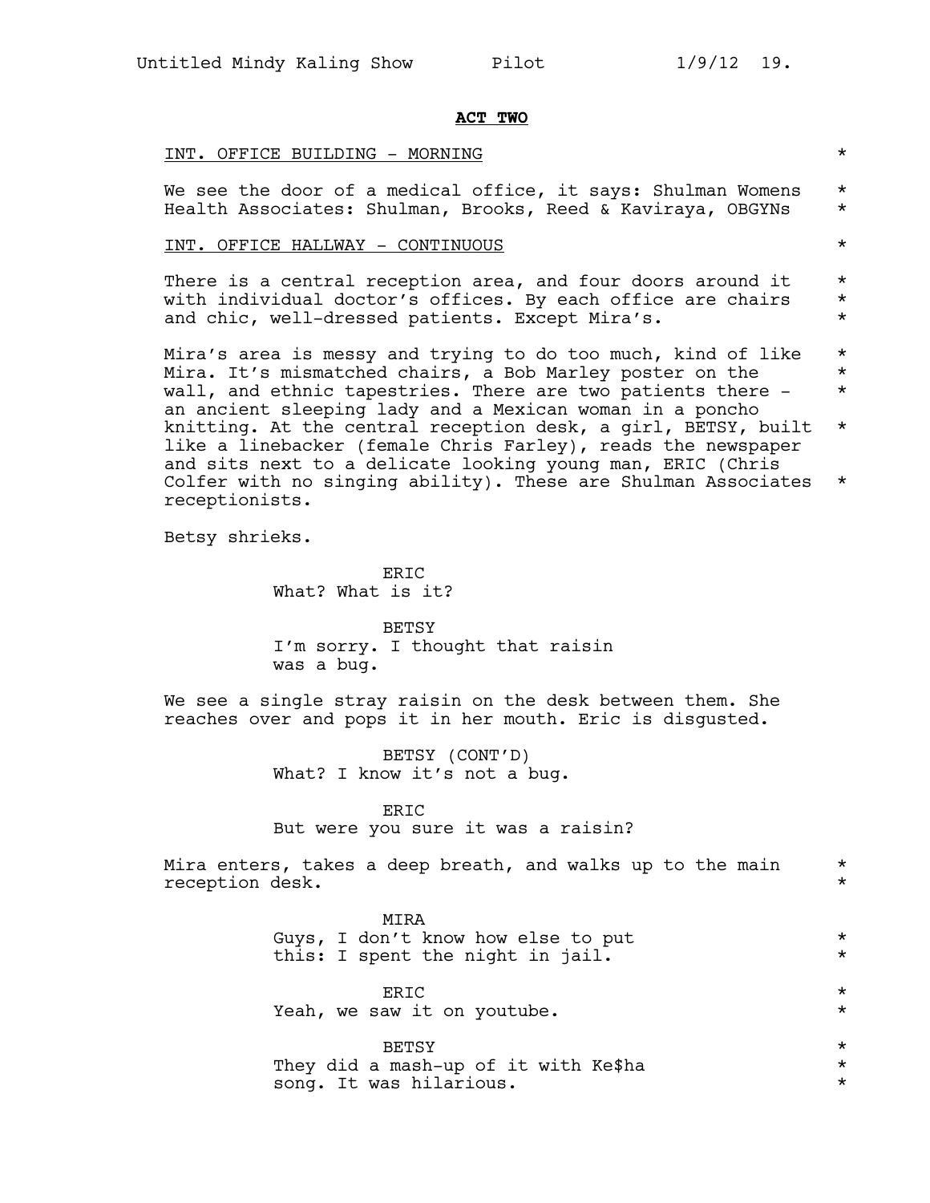**ACT TWO**

INT. OFFICE BUILDING - MORNING *

We see the door of a medical office, it says: Shulman Womens Health Associates: Shulman, Brooks, Reed & Kaviraya, OBGYNs *

INT. OFFICE HALLWAY - CONTINUOUS *

There is a central reception area, and four doors around it with individual doctor's offices. By each office are chairs and chic, well-dressed patients. Except Mira's. *

Mira's area is messy and trying to do too much, kind of like Mira. It's mismatched chairs, a Bob Marley poster on the wall, and ethnic tapestries. There are two patients there - an ancient sleeping lady and a Mexican woman in a poncho knitting. At the central reception desk, a girl, BETSY, built like a linebacker (female Chris Farley), reads the newspaper and sits next to a delicate looking young man, ERIC (Chris Colfer with no singing ability). These are Shulman Associates receptionists. *

Betsy shrieks.

ERIC
What? What is it?

BETSY
I'm sorry. I thought that raisin was a bug.

We see a single stray raisin on the desk between them. She reaches over and pops it in her mouth. Eric is disgusted.

BETSY (CONT'D)
What? I know it's not a bug.

ERIC
But were you sure it was a raisin?

Mira enters, takes a deep breath, and walks up to the main reception desk. *

MIRA
Guys, I don't know how else to put this: I spent the night in jail. *

ERIC
Yeah, we saw it on youtube. *

BETSY
They did a mash-up of it with Ke$ha song. It was hilarious. *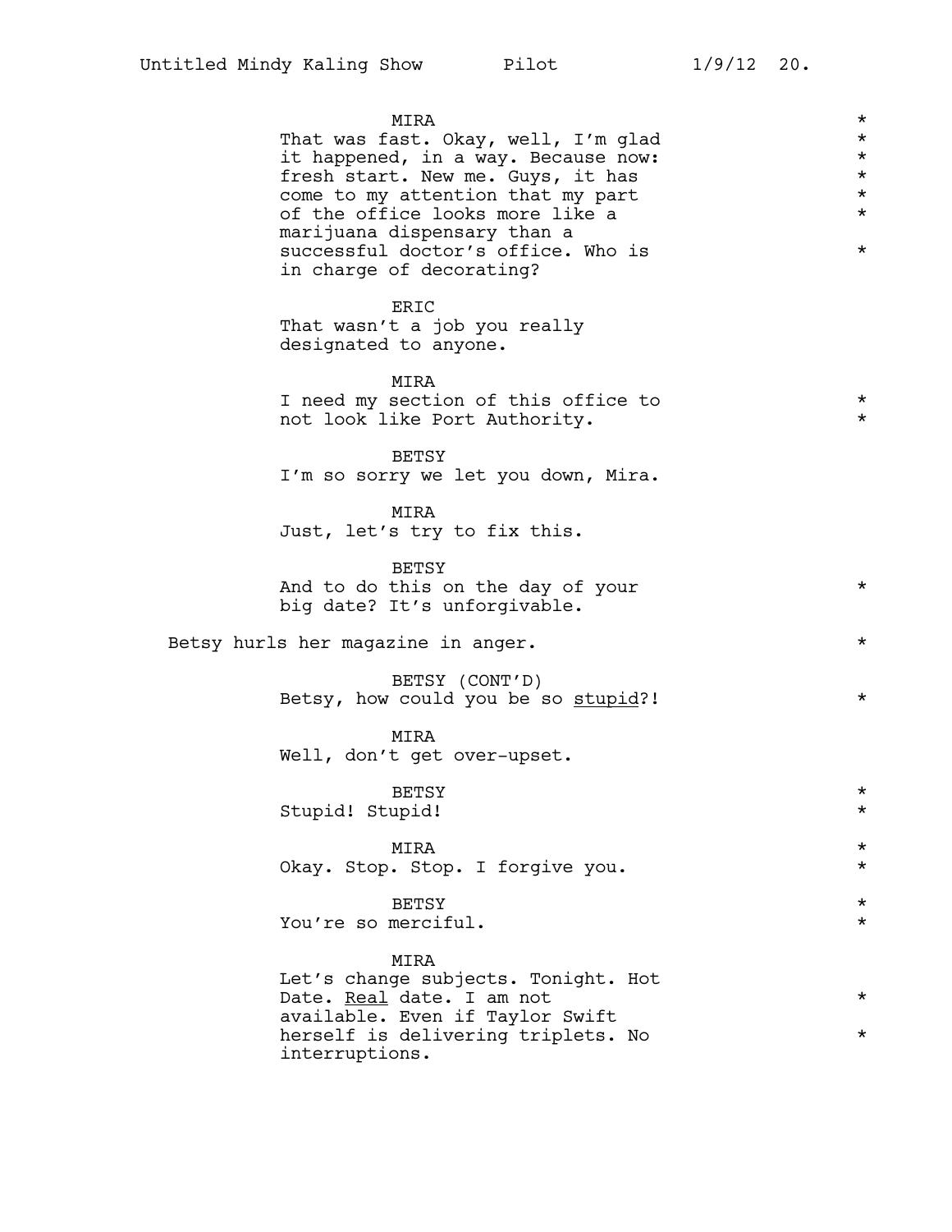MIRA
That was fast. Okay, well, I'm glad it happened, in a way. Because now: fresh start. New me. Guys, it has come to my attention that my part of the office looks more like a marijuana dispensary than a successful doctor's office. Who is in charge of decorating?

ERIC
That wasn't a job you really designated to anyone.

MIRA
I need my section of this office to not look like Port Authority.

BETSY
I'm so sorry we let you down, Mira.

MIRA
Just, let's try to fix this.

BETSY
And to do this on the day of your big date? It's unforgivable.

Betsy hurls her magazine in anger.

BETSY (CONT'D)
Betsy, how could you be so <u>stupid</u>?!

MIRA
Well, don't get over-upset.

BETSY
Stupid! Stupid!

MIRA
Okay. Stop. Stop. I forgive you.

BETSY
You're so merciful.

MIRA
Let's change subjects. Tonight. Hot Date. <u>Real</u> date. I am not available. Even if Taylor Swift herself is delivering triplets. No interruptions.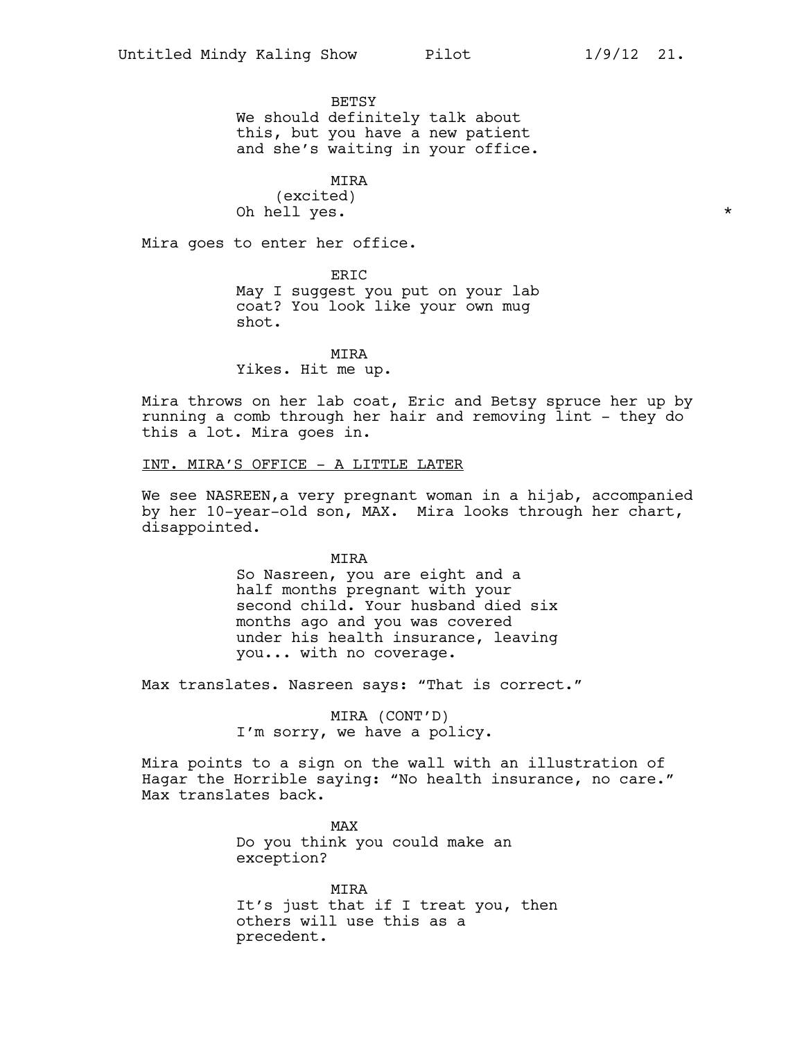BETSY
We should definitely talk about this, but you have a new patient and she's waiting in your office.

MIRA
(excited)
Oh hell yes. *

Mira goes to enter her office.

ERIC
May I suggest you put on your lab coat? You look like your own mug shot.

MIRA
Yikes. Hit me up.

Mira throws on her lab coat, Eric and Betsy spruce her up by running a comb through her hair and removing lint - they do this a lot. Mira goes in.

INT. MIRA'S OFFICE - A LITTLE LATER

We see NASREEN,a very pregnant woman in a hijab, accompanied by her 10-year-old son, MAX. Mira looks through her chart, disappointed.

MIRA
So Nasreen, you are eight and a half months pregnant with your second child. Your husband died six months ago and you was covered under his health insurance, leaving you... with no coverage.

Max translates. Nasreen says: "That is correct."

MIRA (CONT'D)
I'm sorry, we have a policy.

Mira points to a sign on the wall with an illustration of Hagar the Horrible saying: "No health insurance, no care." Max translates back.

MAX
Do you think you could make an exception?

MIRA
It's just that if I treat you, then others will use this as a precedent.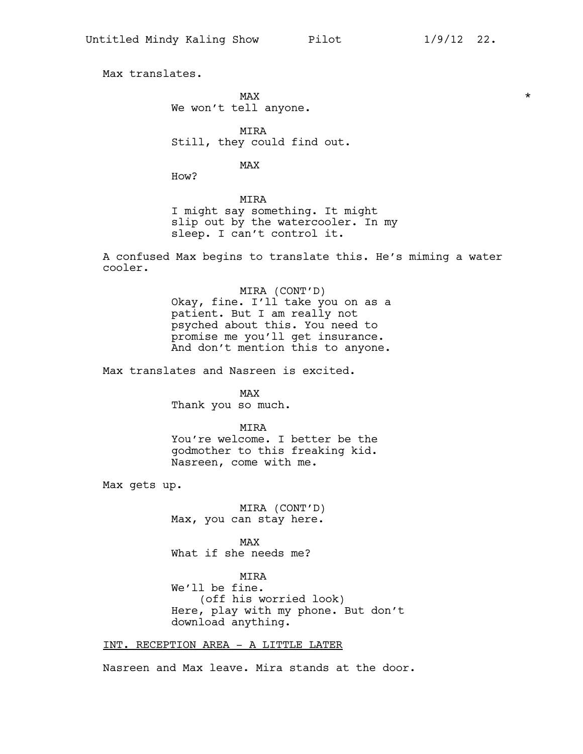Max translates.

MAX *
We won't tell anyone.

MIRA
Still, they could find out.

MAX
How?

MIRA
I might say something. It might slip out by the watercooler. In my sleep. I can't control it.

A confused Max begins to translate this. He's miming a water cooler.

MIRA (CONT'D)
Okay, fine. I'll take you on as a patient. But I am really not psyched about this. You need to promise me you'll get insurance. And don't mention this to anyone.

Max translates and Nasreen is excited.

MAX
Thank you so much.

MIRA
You're welcome. I better be the godmother to this freaking kid. Nasreen, come with me.

Max gets up.

MIRA (CONT'D)
Max, you can stay here.

MAX
What if she needs me?

MIRA
We'll be fine.
(off his worried look)
Here, play with my phone. But don't download anything.

INT. RECEPTION AREA - A LITTLE LATER

Nasreen and Max leave. Mira stands at the door.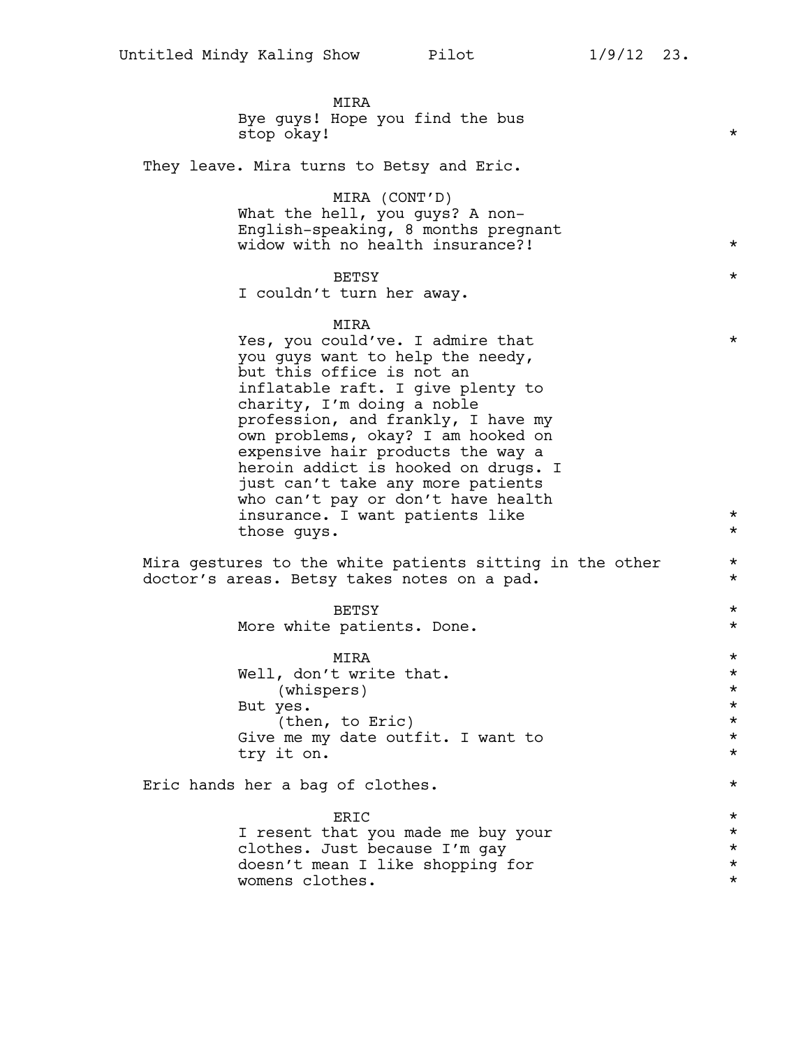MIRA
Bye guys! Hope you find the bus stop okay! *

They leave. Mira turns to Betsy and Eric.

MIRA (CONT'D)
What the hell, you guys? A non-English-speaking, 8 months pregnant widow with no health insurance?! *

BETSY *
I couldn't turn her away.

MIRA
Yes, you could've. I admire that you guys want to help the needy, but this office is not an inflatable raft. I give plenty to charity, I'm doing a noble profession, and frankly, I have my own problems, okay? I am hooked on expensive hair products the way a heroin addict is hooked on drugs. I just can't take any more patients who can't pay or don't have health insurance. I want patients like those guys. *

Mira gestures to the white patients sitting in the other doctor's areas. Betsy takes notes on a pad. *

BETSY *
More white patients. Done. *

MIRA *
Well, don't write that. *
(whispers) *
But yes. *
(then, to Eric) *
Give me my date outfit. I want to try it on. *

Eric hands her a bag of clothes. *

ERIC *
I resent that you made me buy your clothes. Just because I'm gay doesn't mean I like shopping for womens clothes. *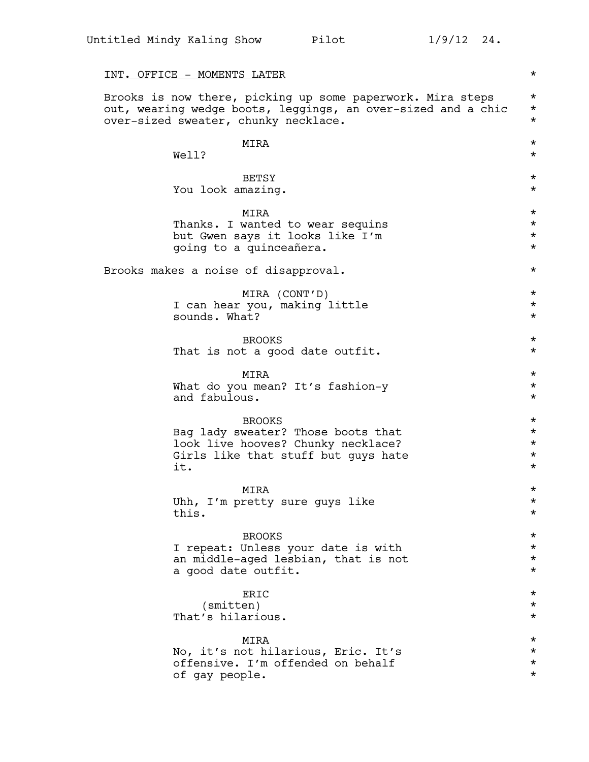INT. OFFICE - MOMENTS LATER *

Brooks is now there, picking up some paperwork. Mira steps out, wearing wedge boots, leggings, an over-sized and a chic over-sized sweater, chunky necklace. *

MIRA
Well? *

BETSY
You look amazing. *

MIRA
Thanks. I wanted to wear sequins but Gwen says it looks like I'm going to a quinceañera. *

Brooks makes a noise of disapproval. *

MIRA (CONT'D)
I can hear you, making little sounds. What? *

BROOKS
That is not a good date outfit. *

MIRA
What do you mean? It's fashion-y and fabulous. *

BROOKS
Bag lady sweater? Those boots that look live hooves? Chunky necklace? Girls like that stuff but guys hate it. *

MIRA
Uhh, I'm pretty sure guys like this. *

BROOKS
I repeat: Unless your date is with an middle-aged lesbian, that is not a good date outfit. *

ERIC
(smitten)
That's hilarious. *

MIRA
No, it's not hilarious, Eric. It's offensive. I'm offended on behalf of gay people. *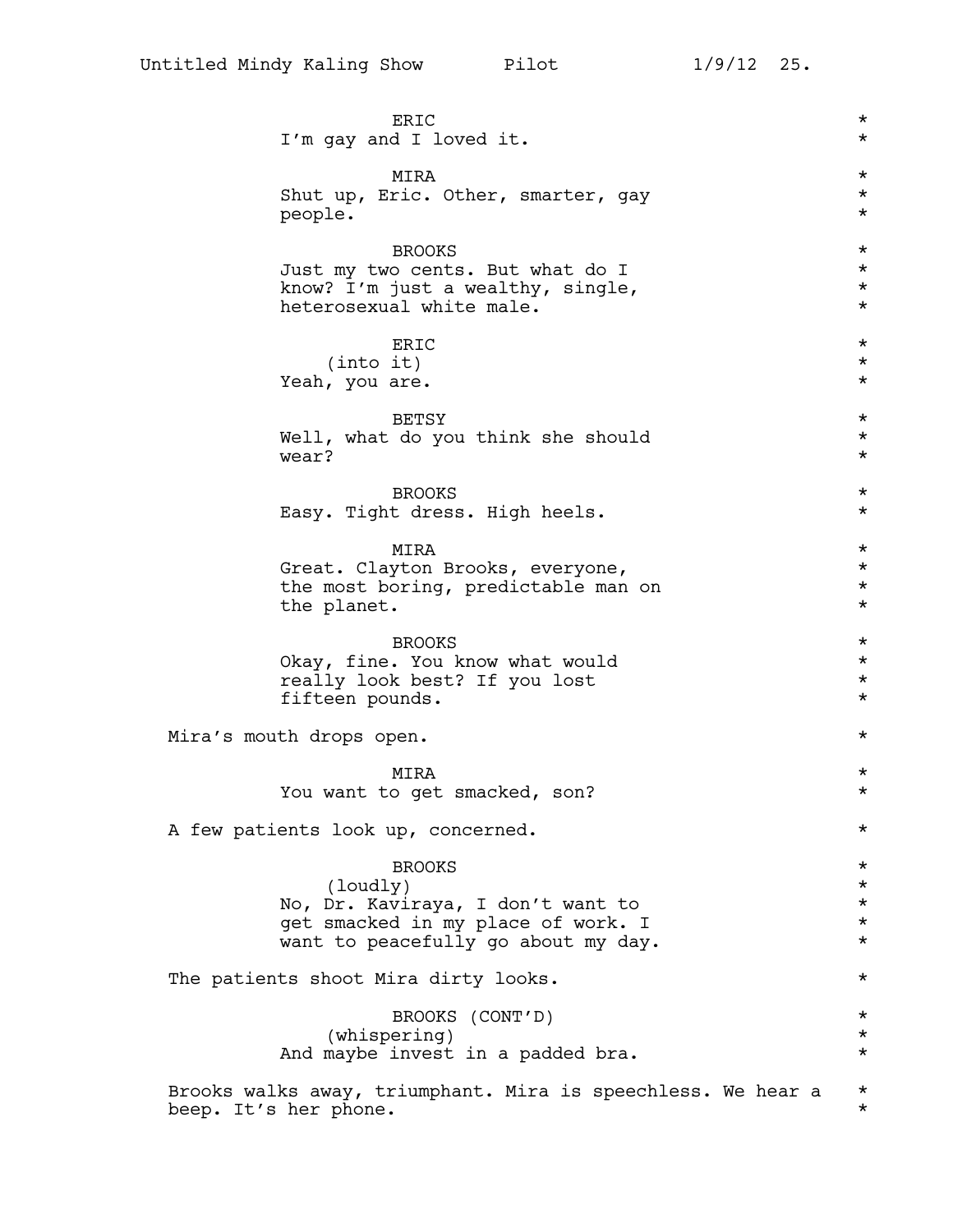ERIC
I'm gay and I loved it.

MIRA
Shut up, Eric. Other, smarter, gay people.

BROOKS
Just my two cents. But what do I know? I'm just a wealthy, single, heterosexual white male.

ERIC
(into it)
Yeah, you are.

BETSY
Well, what do you think she should wear?

BROOKS
Easy. Tight dress. High heels.

MIRA
Great. Clayton Brooks, everyone, the most boring, predictable man on the planet.

BROOKS
Okay, fine. You know what would really look best? If you lost fifteen pounds.

Mira's mouth drops open.

MIRA
You want to get smacked, son?

A few patients look up, concerned.

BROOKS
(loudly)
No, Dr. Kaviraya, I don't want to get smacked in my place of work. I want to peacefully go about my day.

The patients shoot Mira dirty looks.

BROOKS (CONT'D)
(whispering)
And maybe invest in a padded bra.

Brooks walks away, triumphant. Mira is speechless. We hear a beep. It's her phone.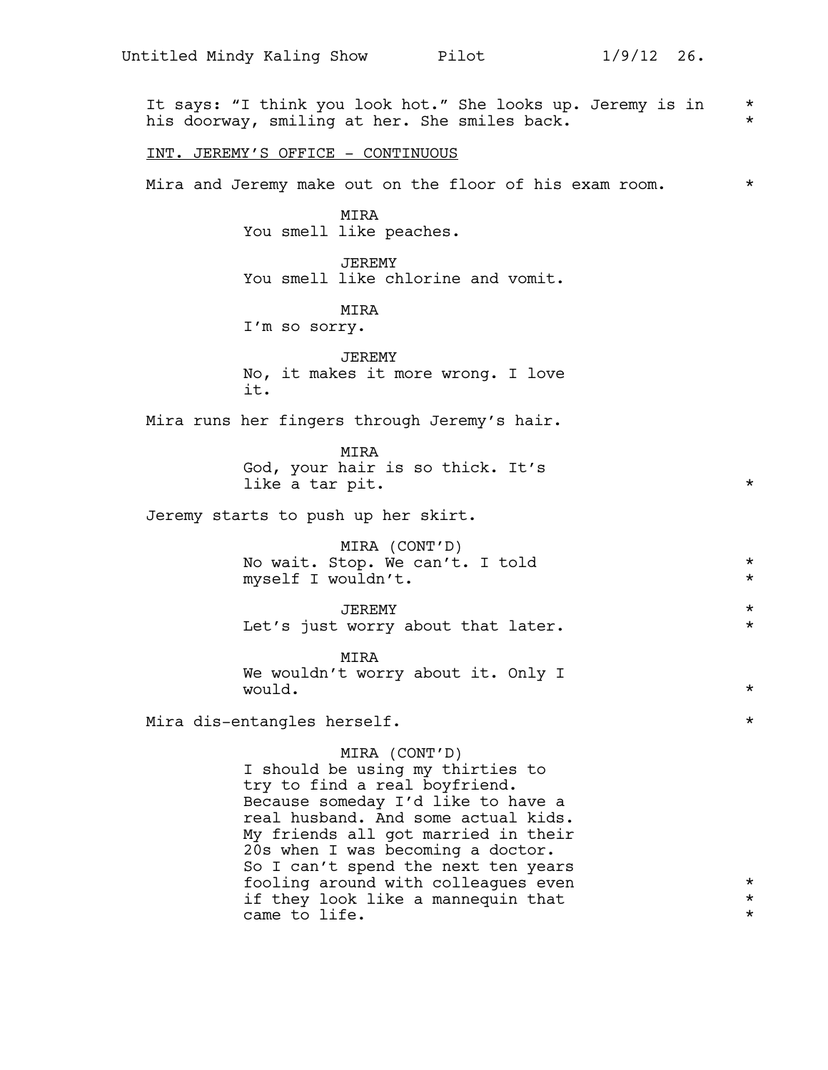It says: "I think you look hot." She looks up. Jeremy is in his doorway, smiling at her. She smiles back.

INT. JEREMY'S OFFICE - CONTINUOUS

Mira and Jeremy make out on the floor of his exam room.

MIRA
You smell like peaches.

JEREMY
You smell like chlorine and vomit.

MIRA
I'm so sorry.

JEREMY
No, it makes it more wrong. I love it.

Mira runs her fingers through Jeremy's hair.

MIRA
God, your hair is so thick. It's like a tar pit.

Jeremy starts to push up her skirt.

MIRA (CONT'D)
No wait. Stop. We can't. I told myself I wouldn't.

JEREMY
Let's just worry about that later.

MIRA
We wouldn't worry about it. Only I would.

Mira dis-entangles herself.

MIRA (CONT'D)
I should be using my thirties to try to find a real boyfriend. Because someday I'd like to have a real husband. And some actual kids. My friends all got married in their 20s when I was becoming a doctor. So I can't spend the next ten years fooling around with colleagues even if they look like a mannequin that came to life.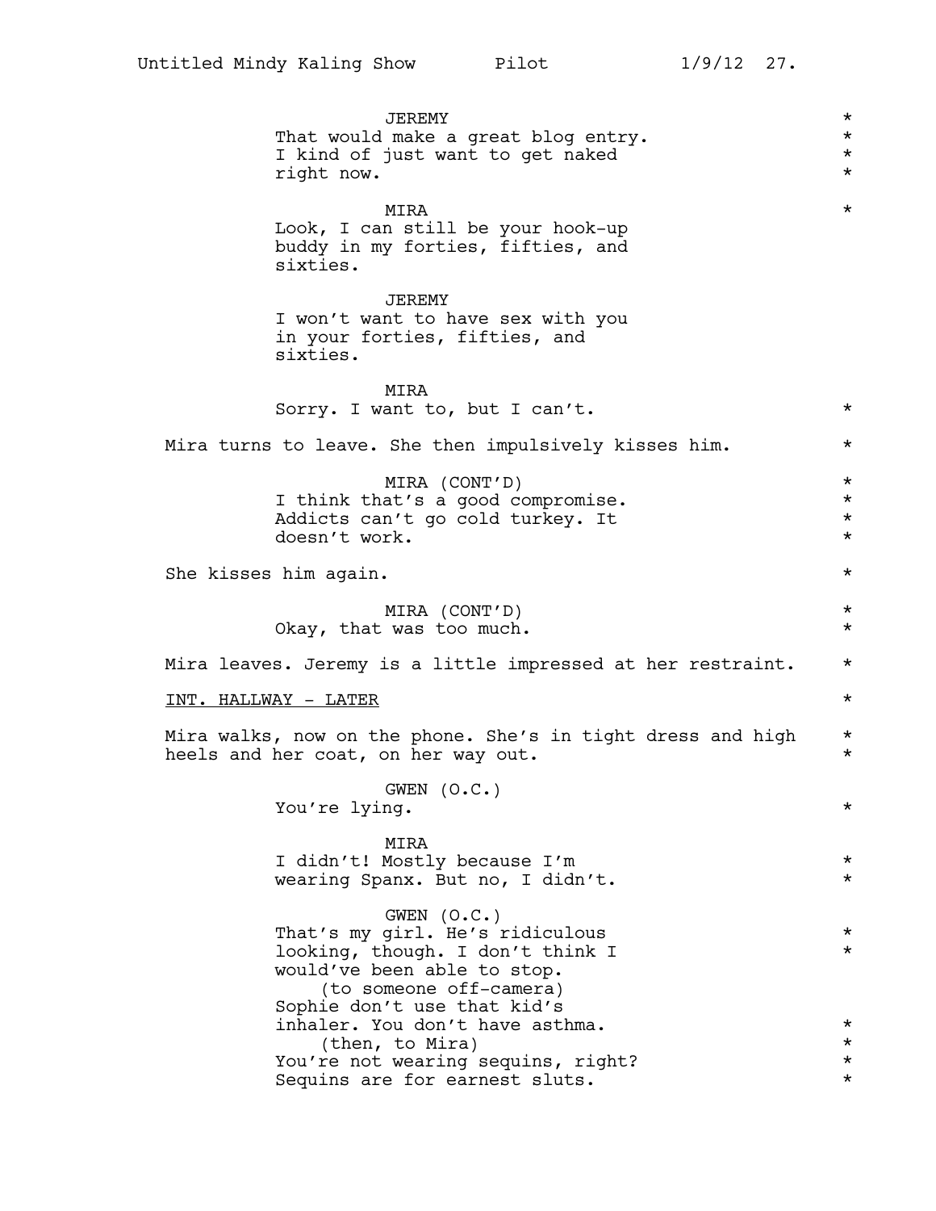JEREMY
That would make a great blog entry. I kind of just want to get naked right now.

MIRA
Look, I can still be your hook-up buddy in my forties, fifties, and sixties.

JEREMY
I won't want to have sex with you in your forties, fifties, and sixties.

MIRA
Sorry. I want to, but I can't.

Mira turns to leave. She then impulsively kisses him.

MIRA (CONT'D)
I think that's a good compromise. Addicts can't go cold turkey. It doesn't work.

She kisses him again.

MIRA (CONT'D)
Okay, that was too much.

Mira leaves. Jeremy is a little impressed at her restraint.

INT. HALLWAY - LATER

Mira walks, now on the phone. She's in tight dress and high heels and her coat, on her way out.

GWEN (O.C.)
You're lying.

MIRA
I didn't! Mostly because I'm wearing Spanx. But no, I didn't.

GWEN (O.C.)
That's my girl. He's ridiculous looking, though. I don't think I would've been able to stop.
(to someone off-camera)
Sophie don't use that kid's inhaler. You don't have asthma.
(then, to Mira)
You're not wearing sequins, right? Sequins are for earnest sluts.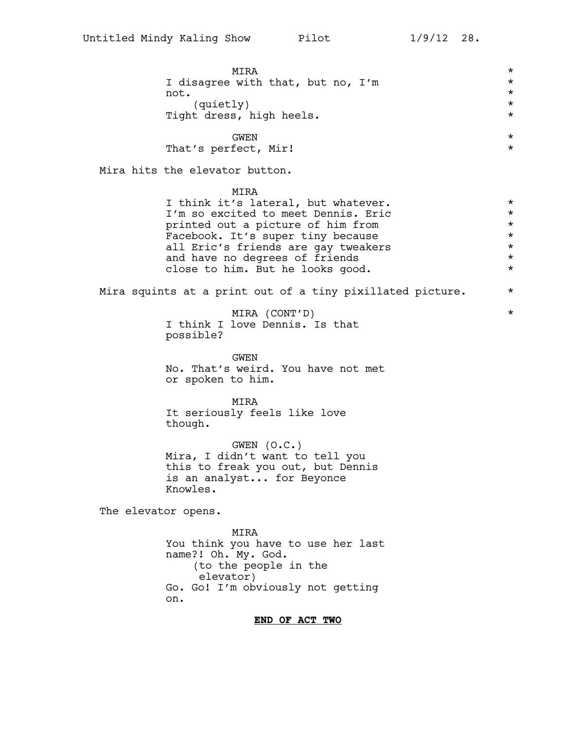MIRA
I disagree with that, but no, I'm not.
(quietly)
Tight dress, high heels.

GWEN
That's perfect, Mir!

Mira hits the elevator button.

MIRA
I think it's lateral, but whatever. I'm so excited to meet Dennis. Eric printed out a picture of him from Facebook. It's super tiny because all Eric's friends are gay tweakers and have no degrees of friends close to him. But he looks good.

Mira squints at a print out of a tiny pixillated picture.

MIRA (CONT'D)
I think I love Dennis. Is that possible?

GWEN
No. That's weird. You have not met or spoken to him.

MIRA
It seriously feels like love though.

GWEN (O.C.)
Mira, I didn't want to tell you this to freak you out, but Dennis is an analyst... for Beyonce Knowles.

The elevator opens.

MIRA
You think you have to use her last name?! Oh. My. God.
(to the people in the elevator)
Go. Go! I'm obviously not getting on.

**END OF ACT TWO**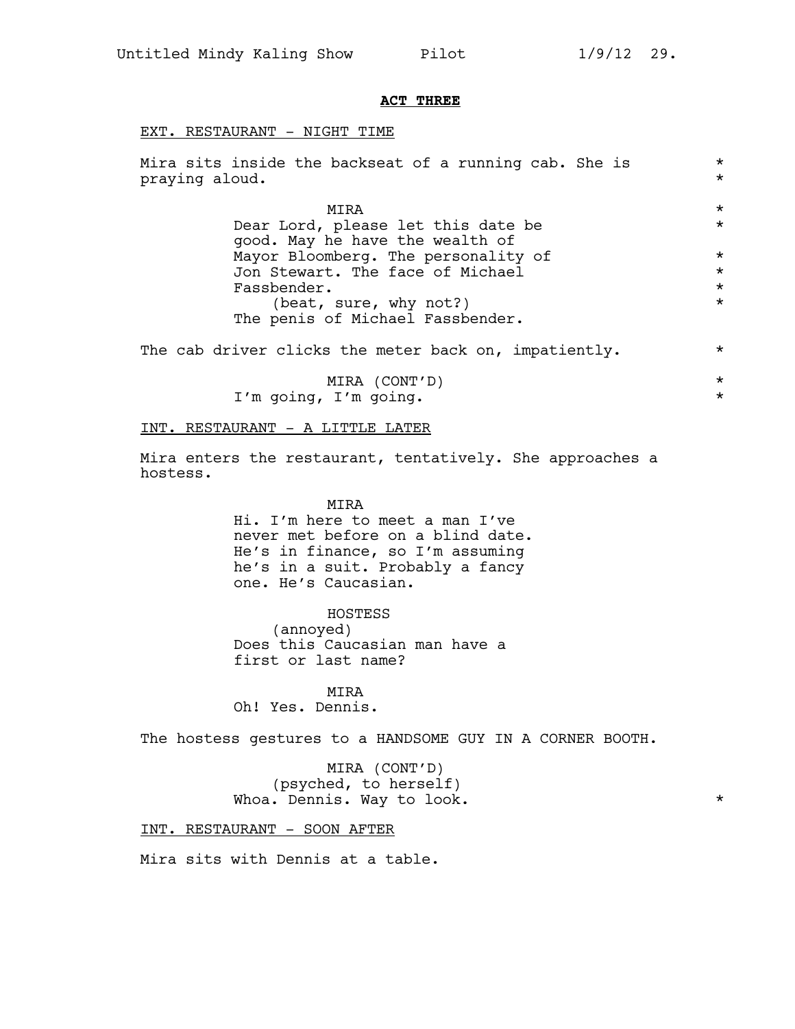**ACT THREE**

EXT. RESTAURANT - NIGHT TIME

Mira sits inside the backseat of a running cab. She is praying aloud. *

MIRA

Dear Lord, please let this date be good. May he have the wealth of Mayor Bloomberg. The personality of Jon Stewart. The face of Michael Fassbender.

(beat, sure, why not?)

The penis of Michael Fassbender. *

The cab driver clicks the meter back on, impatiently. *

MIRA (CONT'D)

I'm going, I'm going. *

INT. RESTAURANT - A LITTLE LATER

Mira enters the restaurant, tentatively. She approaches a hostess.

MIRA

Hi. I'm here to meet a man I've never met before on a blind date. He's in finance, so I'm assuming he's in a suit. Probably a fancy one. He's Caucasian.

HOSTESS

(annoyed)

Does this Caucasian man have a first or last name?

MIRA

Oh! Yes. Dennis.

The hostess gestures to a HANDSOME GUY IN A CORNER BOOTH.

MIRA (CONT'D)

(psyched, to herself)

Whoa. Dennis. Way to look. *

INT. RESTAURANT - SOON AFTER

Mira sits with Dennis at a table.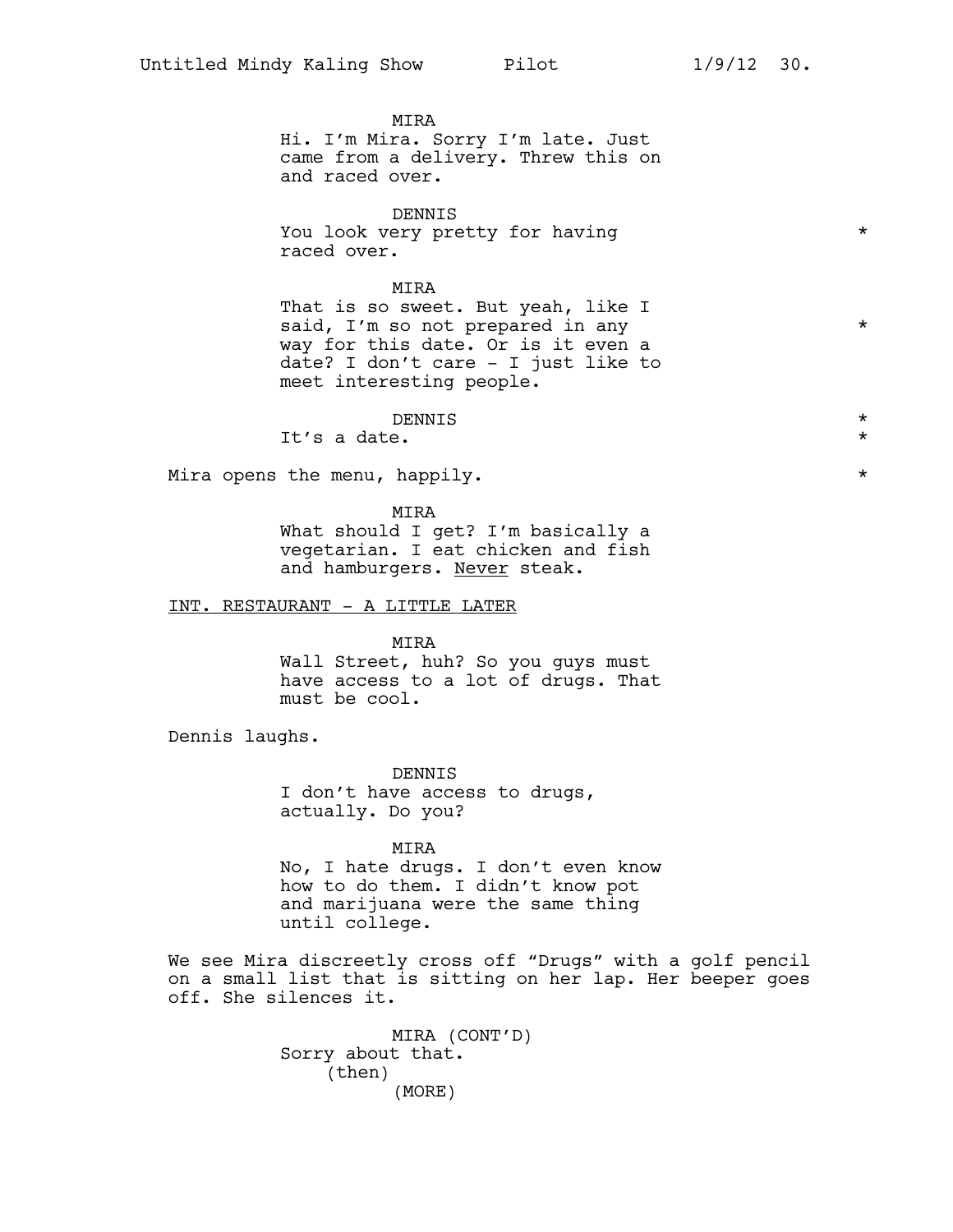MIRA
Hi. I'm Mira. Sorry I'm late. Just came from a delivery. Threw this on and raced over.

DENNIS
You look very pretty for having raced over. *

MIRA
That is so sweet. But yeah, like I said, I'm so not prepared in any way for this date. Or is it even a date? I don't care - I just like to meet interesting people. *

DENNIS *
It's a date. *

Mira opens the menu, happily. *

MIRA
What should I get? I'm basically a vegetarian. I eat chicken and fish and hamburgers. Never steak.

INT. RESTAURANT - A LITTLE LATER

MIRA
Wall Street, huh? So you guys must have access to a lot of drugs. That must be cool.

Dennis laughs.

DENNIS
I don't have access to drugs, actually. Do you?

MIRA
No, I hate drugs. I don't even know how to do them. I didn't know pot and marijuana were the same thing until college.

We see Mira discreetly cross off "Drugs" with a golf pencil on a small list that is sitting on her lap. Her beeper goes off. She silences it.

MIRA (CONT'D)
Sorry about that.
(then)
(MORE)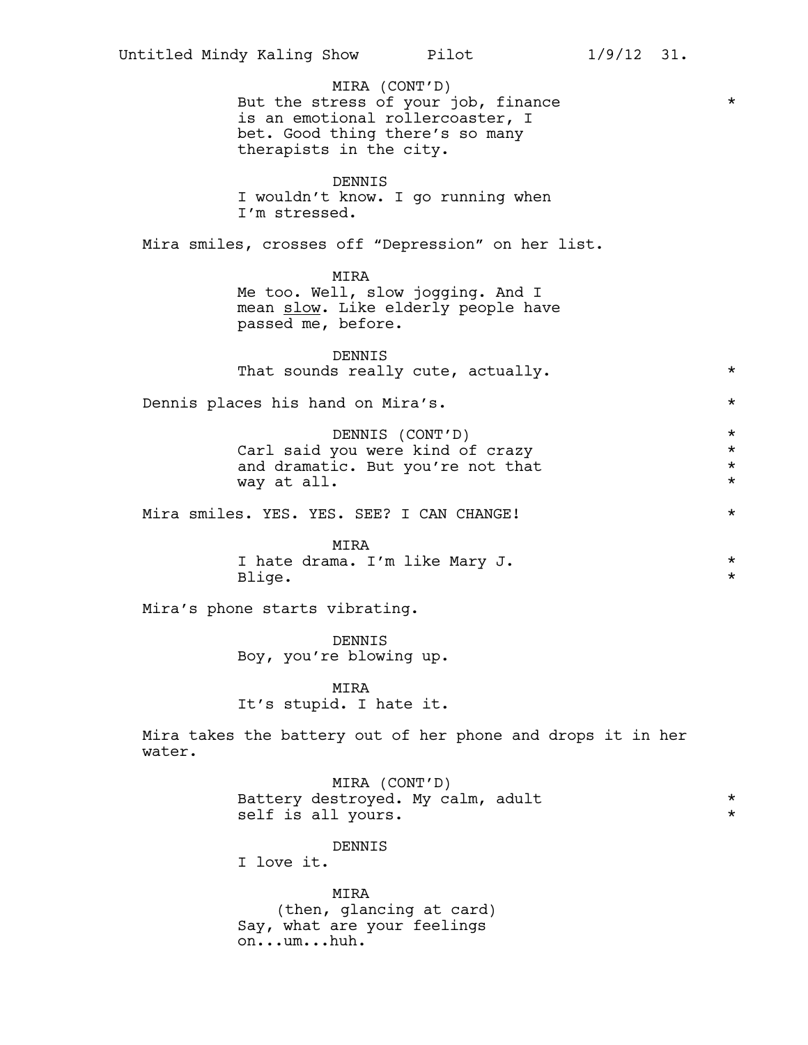MIRA (CONT'D)
But the stress of your job, finance is an emotional rollercoaster, I bet. Good thing there's so many therapists in the city. *

DENNIS
I wouldn't know. I go running when I'm stressed.

Mira smiles, crosses off "Depression" on her list.

MIRA
Me too. Well, slow jogging. And I mean <u>slow</u>. Like elderly people have passed me, before.

DENNIS
That sounds really cute, actually. *

Dennis places his hand on Mira's. *

DENNIS (CONT'D)
Carl said you were kind of crazy and dramatic. But you're not that way at all. *

Mira smiles. YES. YES. SEE? I CAN CHANGE! *

MIRA
I hate drama. I'm like Mary J. Blige. *

Mira's phone starts vibrating.

DENNIS
Boy, you're blowing up.

MIRA
It's stupid. I hate it.

Mira takes the battery out of her phone and drops it in her water.

MIRA (CONT'D)
Battery destroyed. My calm, adult self is all yours. *

DENNIS
I love it.

MIRA
(then, glancing at card)
Say, what are your feelings on...um...huh.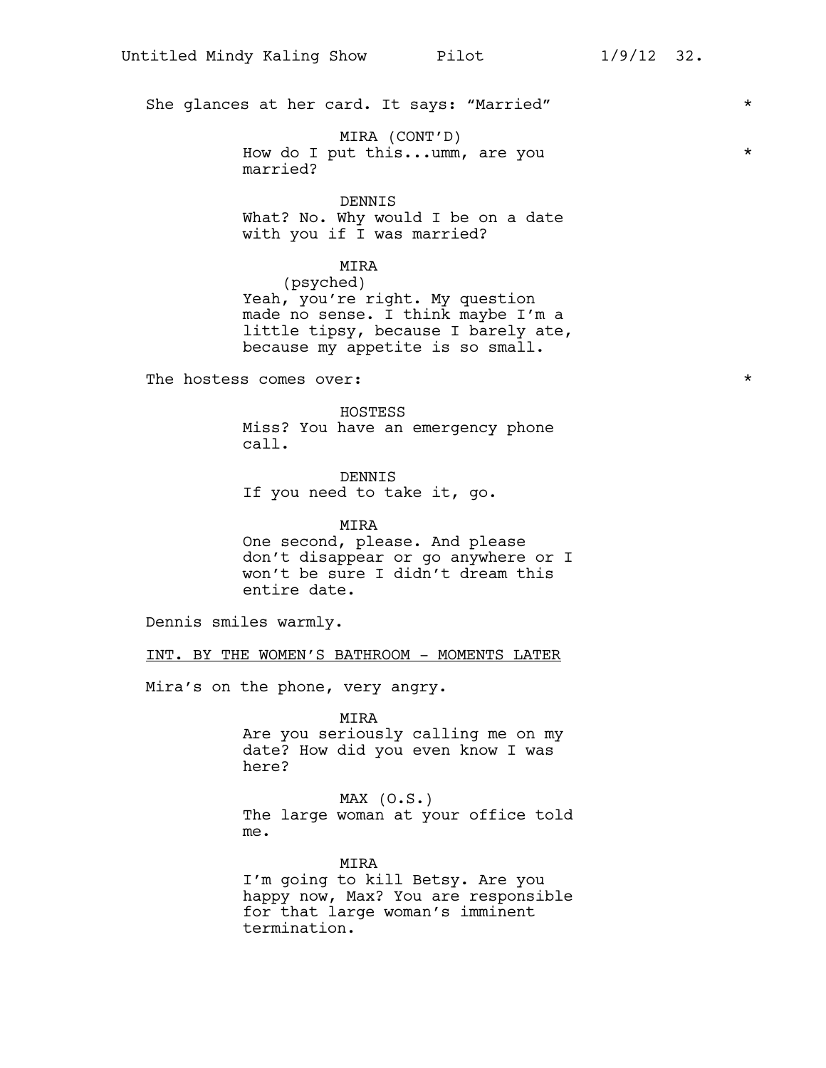She glances at her card. It says: "Married" *

MIRA (CONT'D)
How do I put this...umm, are you married? *

DENNIS
What? No. Why would I be on a date with you if I was married?

MIRA
(psyched)
Yeah, you're right. My question made no sense. I think maybe I'm a little tipsy, because I barely ate, because my appetite is so small.

The hostess comes over: *

HOSTESS
Miss? You have an emergency phone call.

DENNIS
If you need to take it, go.

MIRA
One second, please. And please don't disappear or go anywhere or I won't be sure I didn't dream this entire date.

Dennis smiles warmly.

INT. BY THE WOMEN'S BATHROOM - MOMENTS LATER

Mira's on the phone, very angry.

MIRA
Are you seriously calling me on my date? How did you even know I was here?

MAX (O.S.)
The large woman at your office told me.

MIRA
I'm going to kill Betsy. Are you happy now, Max? You are responsible for that large woman's imminent termination.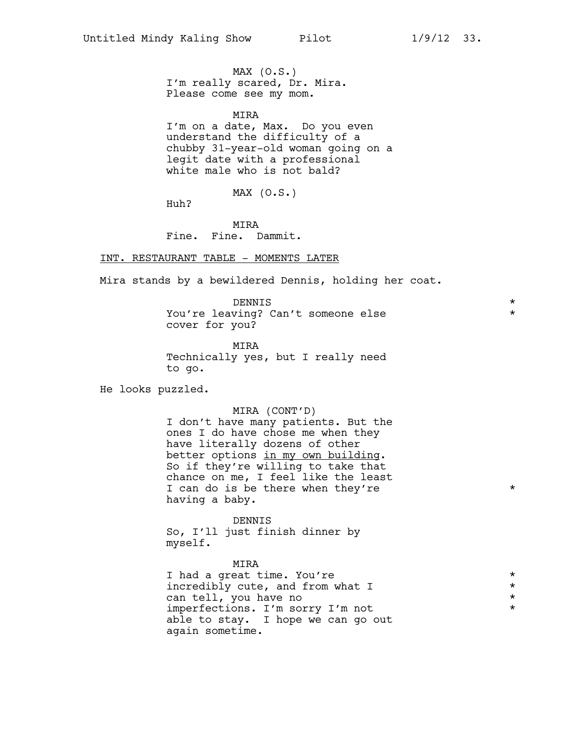MAX (O.S.)
I'm really scared, Dr. Mira. Please come see my mom.

MIRA
I'm on a date, Max. Do you even understand the difficulty of a chubby 31-year-old woman going on a legit date with a professional white male who is not bald?

MAX (O.S.)
Huh?

MIRA
Fine. Fine. Dammit.

INT. RESTAURANT TABLE - MOMENTS LATER

Mira stands by a bewildered Dennis, holding her coat.

DENNIS *
You're leaving? Can't someone else *
cover for you?

MIRA
Technically yes, but I really need to go.

He looks puzzled.

MIRA (CONT'D)
I don't have many patients. But the ones I do have chose me when they have literally dozens of other better options in my own building. So if they're willing to take that chance on me, I feel like the least I can do is be there when they're *
having a baby.

DENNIS
So, I'll just finish dinner by myself.

MIRA
I had a great time. You're *
incredibly cute, and from what I *
can tell, you have no *
imperfections. I'm sorry I'm not *
able to stay. I hope we can go out again sometime.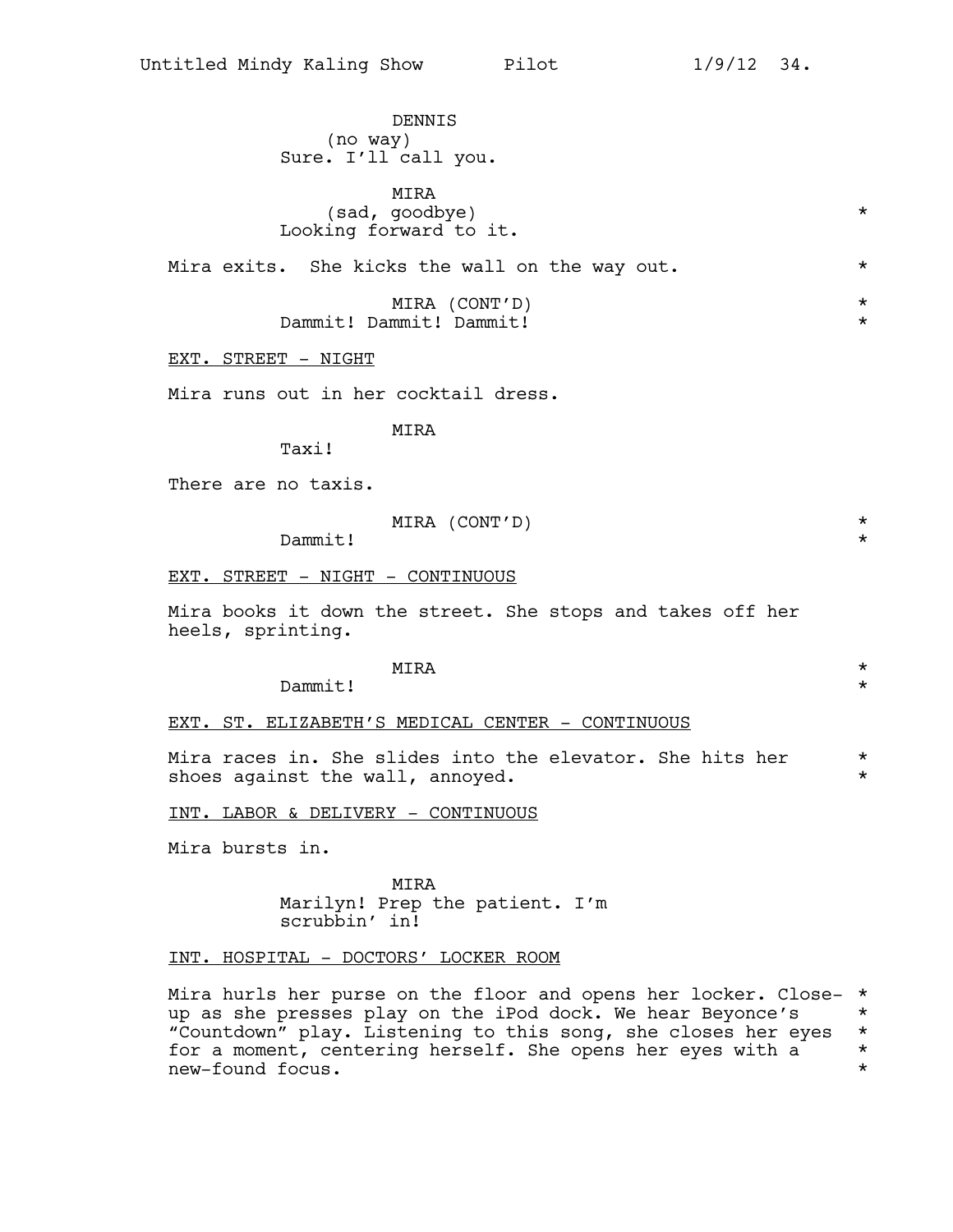DENNIS
(no way)
Sure. I'll call you.

MIRA
(sad, goodbye) *
Looking forward to it.

Mira exits. She kicks the wall on the way out. *

MIRA (CONT'D) *
Dammit! Dammit! Dammit! *

EXT. STREET - NIGHT

Mira runs out in her cocktail dress.

MIRA
Taxi!

There are no taxis.

MIRA (CONT'D) *
Dammit! *

EXT. STREET - NIGHT - CONTINUOUS

Mira books it down the street. She stops and takes off her heels, sprinting.

MIRA *
Dammit! *

EXT. ST. ELIZABETH'S MEDICAL CENTER - CONTINUOUS

Mira races in. She slides into the elevator. She hits her *
shoes against the wall, annoyed. *

INT. LABOR & DELIVERY - CONTINUOUS

Mira bursts in.

MIRA
Marilyn! Prep the patient. I'm scrubbin' in!

INT. HOSPITAL - DOCTORS' LOCKER ROOM

Mira hurls her purse on the floor and opens her locker. Close- *
up as she presses play on the iPod dock. We hear Beyonce's *
"Countdown" play. Listening to this song, she closes her eyes *
for a moment, centering herself. She opens her eyes with a *
new-found focus. *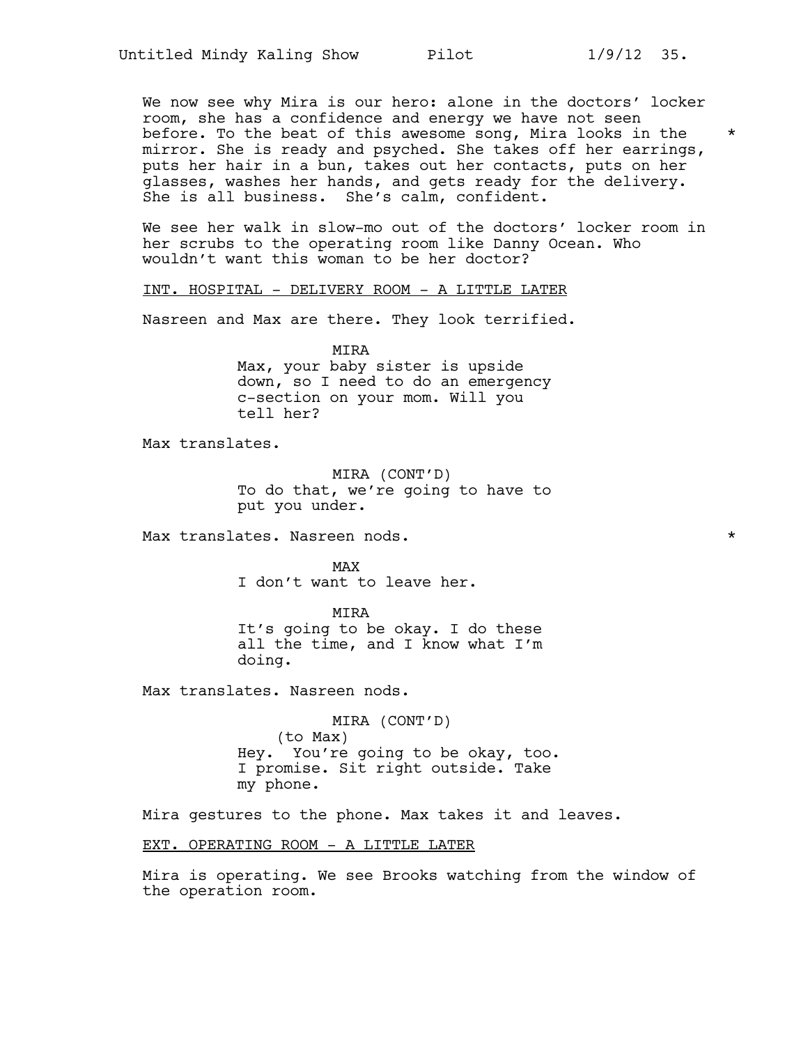We now see why Mira is our hero: alone in the doctors' locker room, she has a confidence and energy we have not seen before. To the beat of this awesome song, Mira looks in the mirror. She is ready and psyched. She takes off her earrings, puts her hair in a bun, takes out her contacts, puts on her glasses, washes her hands, and gets ready for the delivery. She is all business. She's calm, confident. *

We see her walk in slow-mo out of the doctors' locker room in her scrubs to the operating room like Danny Ocean. Who wouldn't want this woman to be her doctor?

INT. HOSPITAL - DELIVERY ROOM - A LITTLE LATER

Nasreen and Max are there. They look terrified.

MIRA
Max, your baby sister is upside down, so I need to do an emergency c-section on your mom. Will you tell her?

Max translates.

MIRA (CONT'D)
To do that, we're going to have to put you under.

Max translates. Nasreen nods. *

MAX
I don't want to leave her.

MIRA
It's going to be okay. I do these all the time, and I know what I'm doing.

Max translates. Nasreen nods.

MIRA (CONT'D)
(to Max)
Hey. You're going to be okay, too. I promise. Sit right outside. Take my phone.

Mira gestures to the phone. Max takes it and leaves.

EXT. OPERATING ROOM - A LITTLE LATER

Mira is operating. We see Brooks watching from the window of the operation room.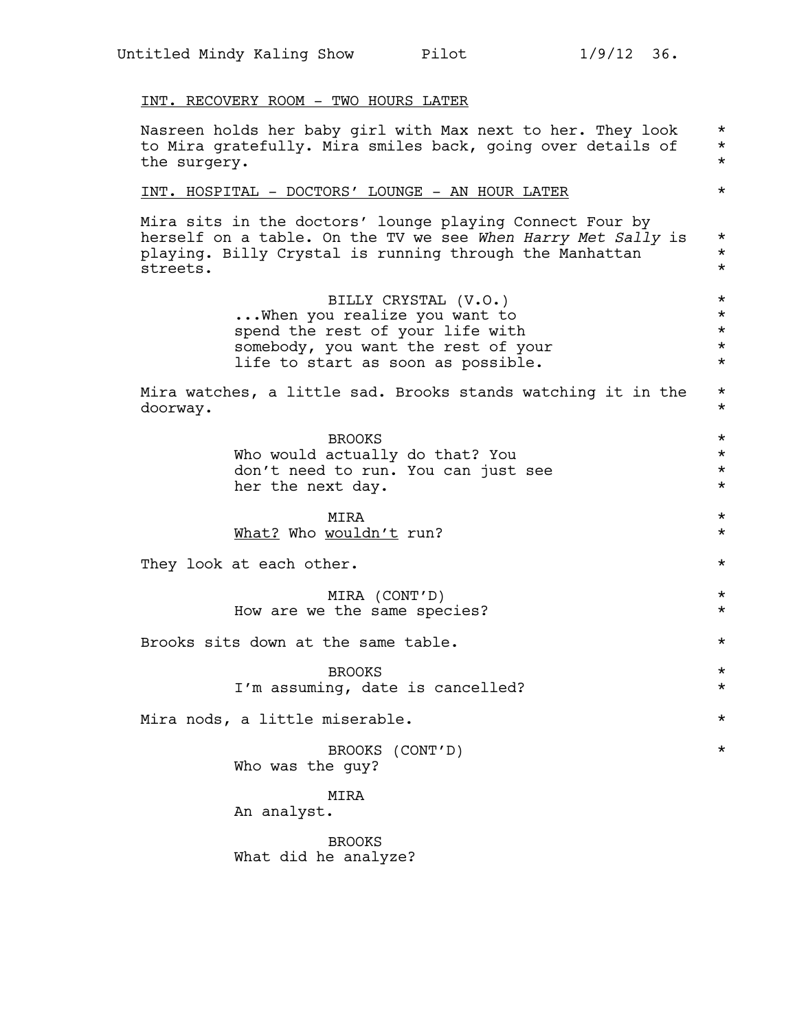INT. RECOVERY ROOM - TWO HOURS LATER

Nasreen holds her baby girl with Max next to her. They look to Mira gratefully. Mira smiles back, going over details of the surgery. *

INT. HOSPITAL - DOCTORS' LOUNGE - AN HOUR LATER *

Mira sits in the doctors' lounge playing Connect Four by herself on a table. On the TV we see *When Harry Met Sally* is playing. Billy Crystal is running through the Manhattan streets. *

BILLY CRYSTAL (V.O.)
...When you realize you want to spend the rest of your life with somebody, you want the rest of your life to start as soon as possible. *

Mira watches, a little sad. Brooks stands watching it in the doorway. *

BROOKS
Who would actually do that? You don't need to run. You can just see her the next day. *

MIRA
What? Who wouldn't run? *

They look at each other. *

MIRA (CONT'D)
How are we the same species? *

Brooks sits down at the same table. *

BROOKS
I'm assuming, date is cancelled? *

Mira nods, a little miserable. *

BROOKS (CONT'D)
Who was the guy? *

MIRA
An analyst.

BROOKS
What did he analyze?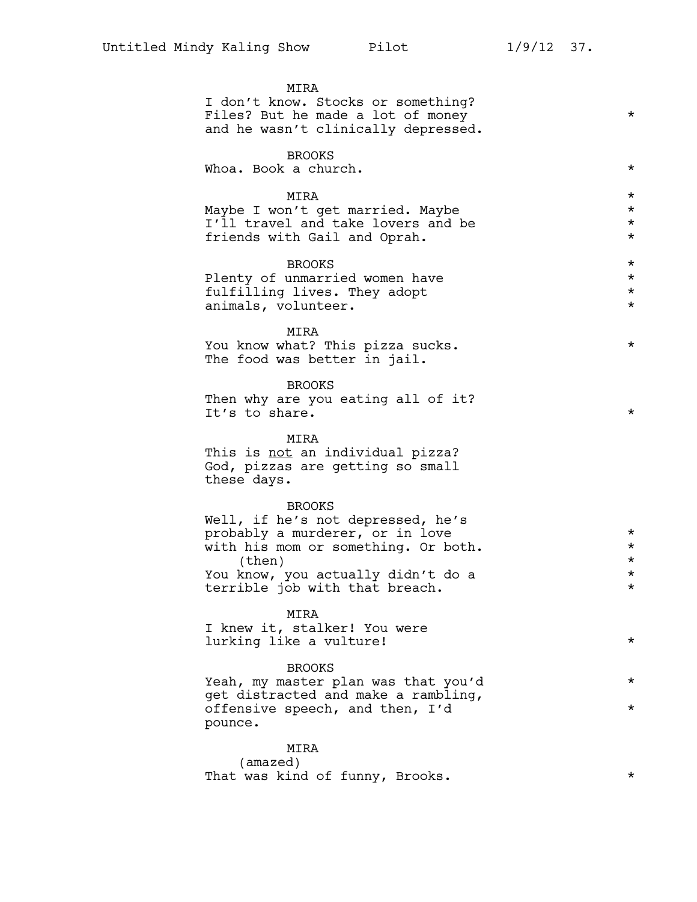MIRA
I don't know. Stocks or something? Files? But he made a lot of money and he wasn't clinically depressed. *

BROOKS
Whoa. Book a church. *

MIRA
Maybe I won't get married. Maybe I'll travel and take lovers and be friends with Gail and Oprah. *

BROOKS
Plenty of unmarried women have fulfilling lives. They adopt animals, volunteer. *

MIRA
You know what? This pizza sucks. The food was better in jail. *

BROOKS
Then why are you eating all of it? It's to share. *

MIRA
This is <u>not</u> an individual pizza? God, pizzas are getting so small these days.

BROOKS
Well, if he's not depressed, he's probably a murderer, or in love with his mom or something. Or both.
(then)
You know, you actually didn't do a terrible job with that breach. *

MIRA
I knew it, stalker! You were lurking like a vulture! *

BROOKS
Yeah, my master plan was that you'd get distracted and make a rambling, offensive speech, and then, I'd pounce. *

MIRA
(amazed)
That was kind of funny, Brooks. *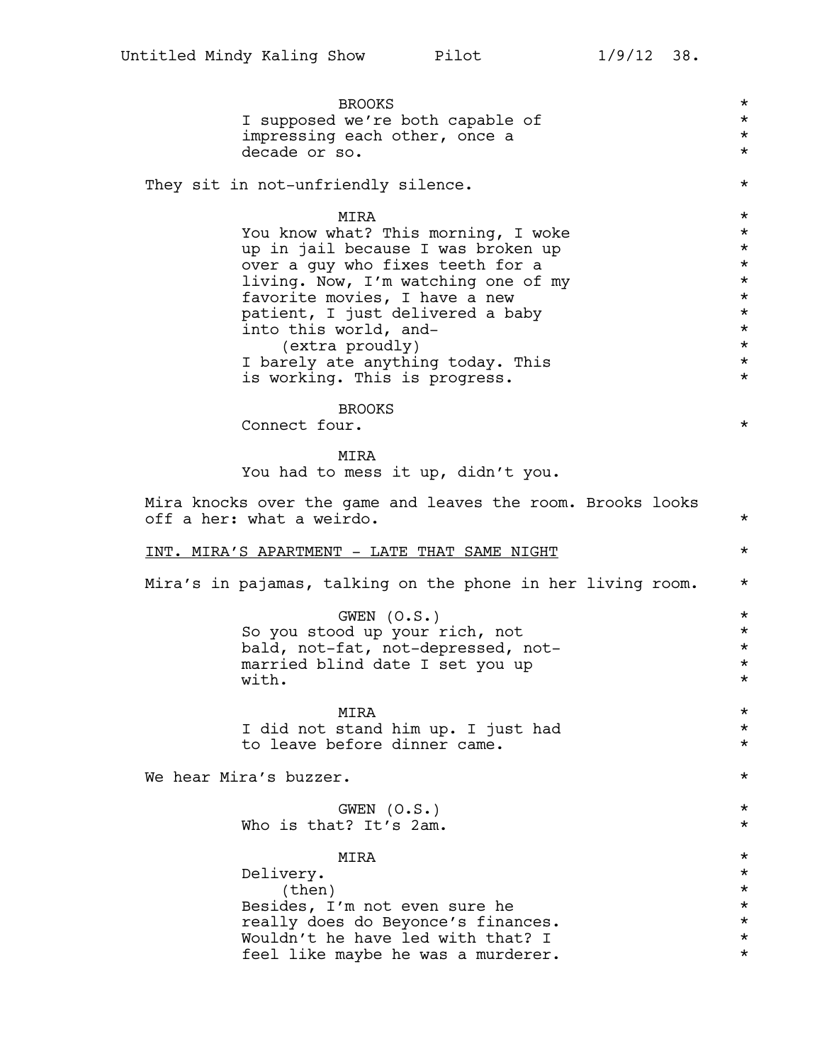BROOKS
I supposed we're both capable of impressing each other, once a decade or so.

They sit in not-unfriendly silence.

MIRA
You know what? This morning, I woke up in jail because I was broken up over a guy who fixes teeth for a living. Now, I'm watching one of my favorite movies, I have a new patient, I just delivered a baby into this world, and-
(extra proudly)
I barely ate anything today. This is working. This is progress.

BROOKS
Connect four.

MIRA
You had to mess it up, didn't you.

Mira knocks over the game and leaves the room. Brooks looks off a her: what a weirdo.

INT. MIRA'S APARTMENT - LATE THAT SAME NIGHT

Mira's in pajamas, talking on the phone in her living room.

GWEN (O.S.)
So you stood up your rich, not bald, not-fat, not-depressed, not-married blind date I set you up with.

MIRA
I did not stand him up. I just had to leave before dinner came.

We hear Mira's buzzer.

GWEN (O.S.)
Who is that? It's 2am.

MIRA
Delivery.
(then)
Besides, I'm not even sure he really does do Beyonce's finances. Wouldn't he have led with that? I feel like maybe he was a murderer.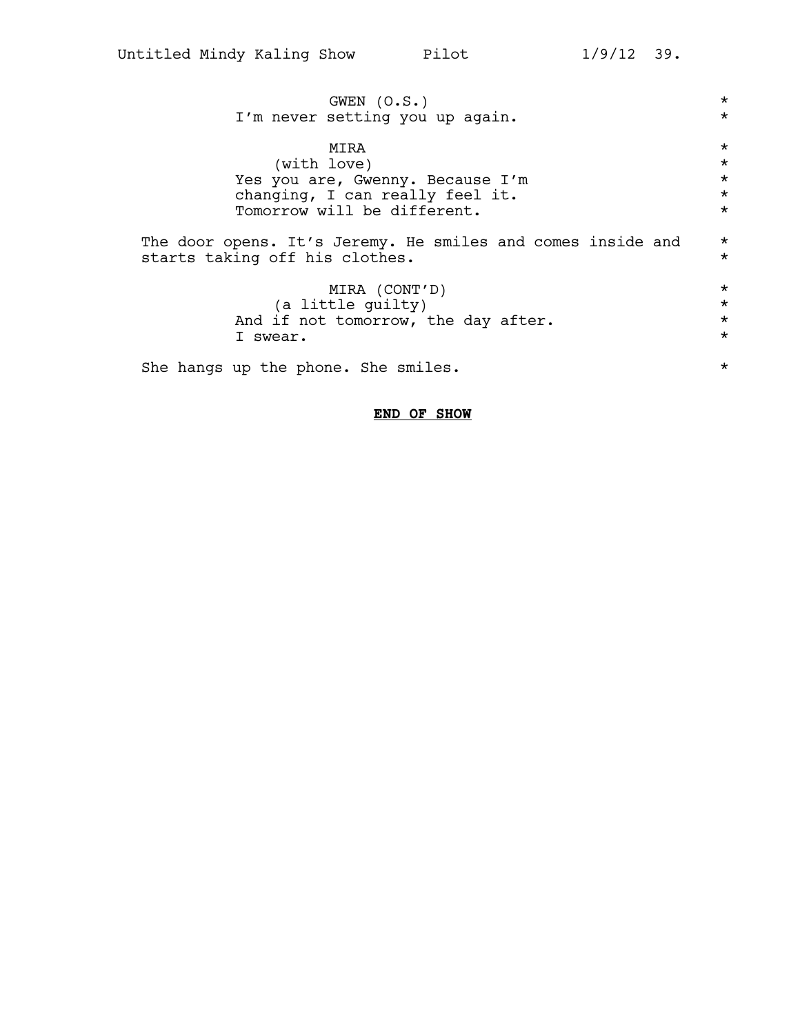GWEN (O.S.)
I'm never setting you up again.

MIRA
(with love)
Yes you are, Gwenny. Because I'm changing, I can really feel it. Tomorrow will be different.

The door opens. It's Jeremy. He smiles and comes inside and starts taking off his clothes.

MIRA (CONT'D)
(a little guilty)
And if not tomorrow, the day after. I swear.

She hangs up the phone. She smiles.

**END OF SHOW**